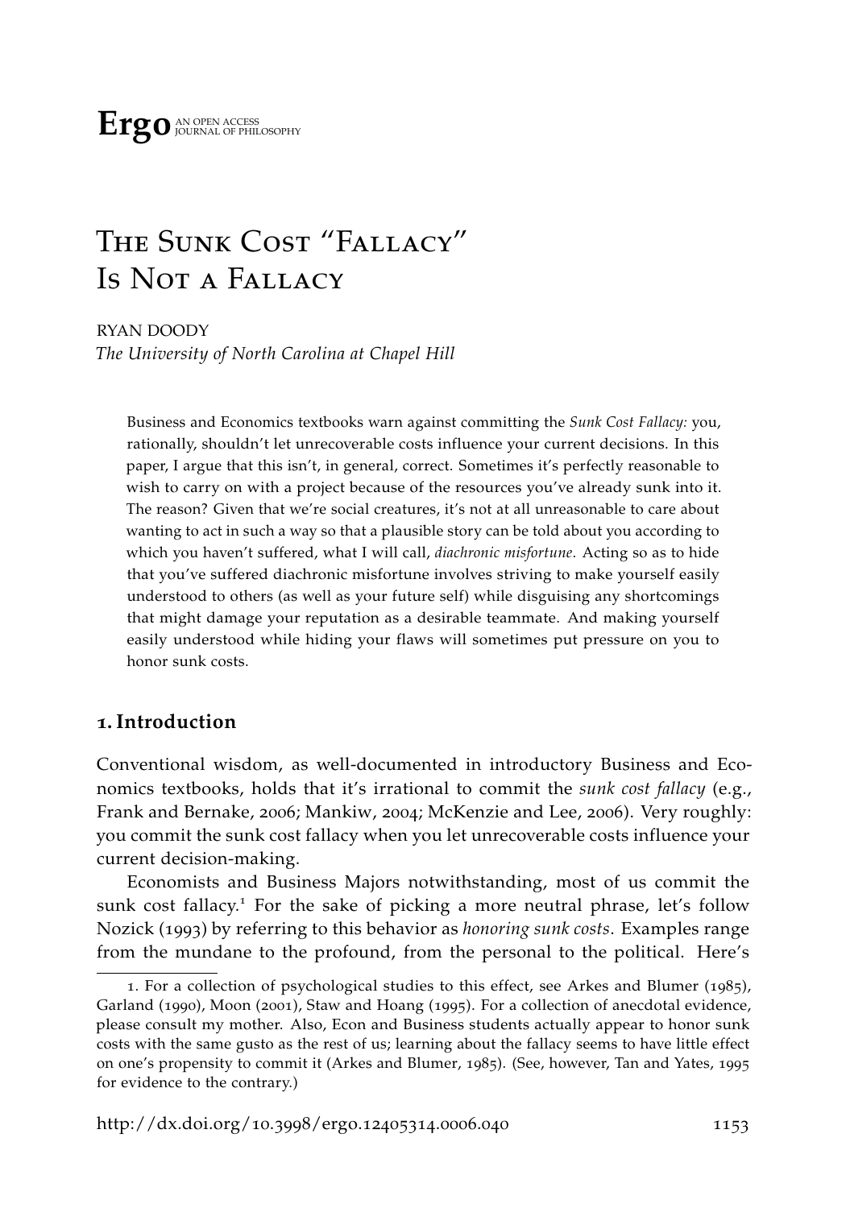**Ergo** AN OPEN ACCESS JOURNAL OF PHILOSOPHY

# The Sunk Cost "Fallacy" Is Not a Fallacy

RYAN DOODY
*The University of North Carolina at Chapel Hill*

Business and Economics textbooks warn against committing the *Sunk Cost Fallacy:* you, rationally, shouldn't let unrecoverable costs influence your current decisions. In this paper, I argue that this isn't, in general, correct. Sometimes it's perfectly reasonable to wish to carry on with a project because of the resources you've already sunk into it. The reason? Given that we're social creatures, it's not at all unreasonable to care about wanting to act in such a way so that a plausible story can be told about you according to which you haven't suffered, what I will call, *diachronic misfortune.* Acting so as to hide that you've suffered diachronic misfortune involves striving to make yourself easily understood to others (as well as your future self) while disguising any shortcomings that might damage your reputation as a desirable teammate. And making yourself easily understood while hiding your flaws will sometimes put pressure on you to honor sunk costs.

## 1. Introduction

Conventional wisdom, as well-documented in introductory Business and Economics textbooks, holds that it's irrational to commit the *sunk cost fallacy* (e.g., Frank and Bernake, 2006; Mankiw, 2004; McKenzie and Lee, 2006). Very roughly: you commit the sunk cost fallacy when you let unrecoverable costs influence your current decision-making.

Economists and Business Majors notwithstanding, most of us commit the sunk cost fallacy.[1] For the sake of picking a more neutral phrase, let's follow Nozick (1993) by referring to this behavior as *honoring sunk costs*. Examples range from the mundane to the profound, from the personal to the political. Here's

1. For a collection of psychological studies to this effect, see Arkes and Blumer (1985), Garland (1990), Moon (2001), Staw and Hoang (1995). For a collection of anecdotal evidence, please consult my mother. Also, Econ and Business students actually appear to honor sunk costs with the same gusto as the rest of us; learning about the fallacy seems to have little effect on one's propensity to commit it (Arkes and Blumer, 1985). (See, however, Tan and Yates, 1995 for evidence to the contrary.)

http://dx.doi.org/10.3998/ergo.12405314.0006.040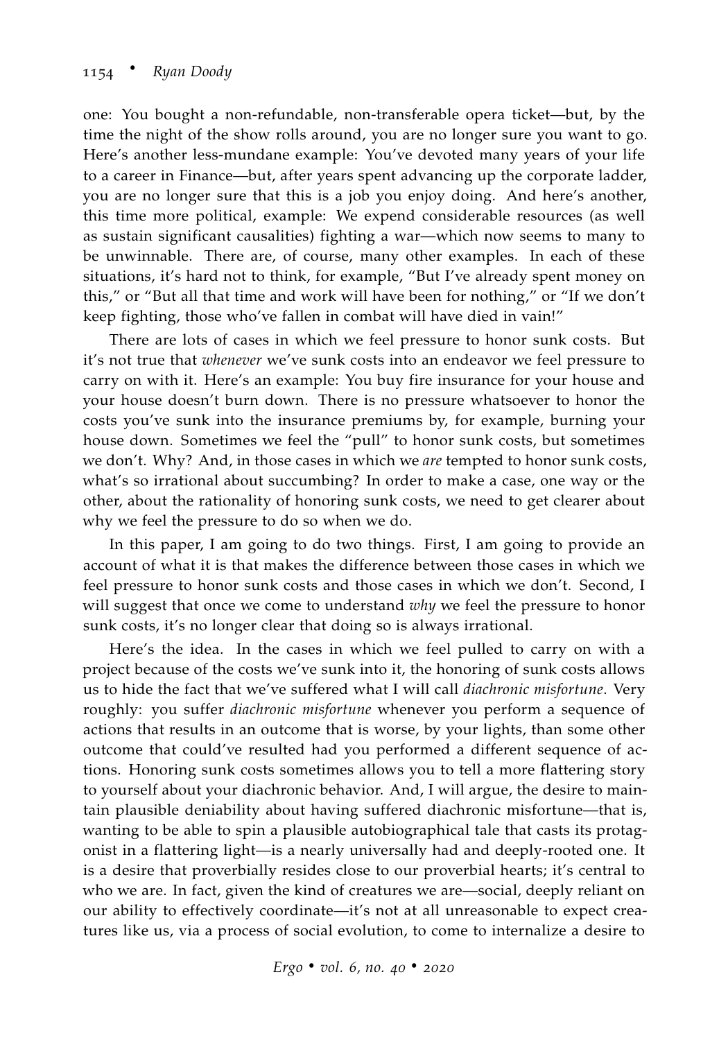one: You bought a non-refundable, non-transferable opera ticket—but, by the time the night of the show rolls around, you are no longer sure you want to go. Here's another less-mundane example: You've devoted many years of your life to a career in Finance—but, after years spent advancing up the corporate ladder, you are no longer sure that this is a job you enjoy doing. And here's another, this time more political, example: We expend considerable resources (as well as sustain significant causalities) fighting a war—which now seems to many to be unwinnable. There are, of course, many other examples. In each of these situations, it's hard not to think, for example, "But I've already spent money on this," or "But all that time and work will have been for nothing," or "If we don't keep fighting, those who've fallen in combat will have died in vain!"

There are lots of cases in which we feel pressure to honor sunk costs. But it's not true that *whenever* we've sunk costs into an endeavor we feel pressure to carry on with it. Here's an example: You buy fire insurance for your house and your house doesn't burn down. There is no pressure whatsoever to honor the costs you've sunk into the insurance premiums by, for example, burning your house down. Sometimes we feel the "pull" to honor sunk costs, but sometimes we don't. Why? And, in those cases in which we *are* tempted to honor sunk costs, what's so irrational about succumbing? In order to make a case, one way or the other, about the rationality of honoring sunk costs, we need to get clearer about why we feel the pressure to do so when we do.

In this paper, I am going to do two things. First, I am going to provide an account of what it is that makes the difference between those cases in which we feel pressure to honor sunk costs and those cases in which we don't. Second, I will suggest that once we come to understand *why* we feel the pressure to honor sunk costs, it's no longer clear that doing so is always irrational.

Here's the idea. In the cases in which we feel pulled to carry on with a project because of the costs we've sunk into it, the honoring of sunk costs allows us to hide the fact that we've suffered what I will call *diachronic misfortune*. Very roughly: you suffer *diachronic misfortune* whenever you perform a sequence of actions that results in an outcome that is worse, by your lights, than some other outcome that could've resulted had you performed a different sequence of actions. Honoring sunk costs sometimes allows you to tell a more flattering story to yourself about your diachronic behavior. And, I will argue, the desire to maintain plausible deniability about having suffered diachronic misfortune—that is, wanting to be able to spin a plausible autobiographical tale that casts its protagonist in a flattering light—is a nearly universally had and deeply-rooted one. It is a desire that proverbially resides close to our proverbial hearts; it's central to who we are. In fact, given the kind of creatures we are—social, deeply reliant on our ability to effectively coordinate—it's not at all unreasonable to expect creatures like us, via a process of social evolution, to come to internalize a desire to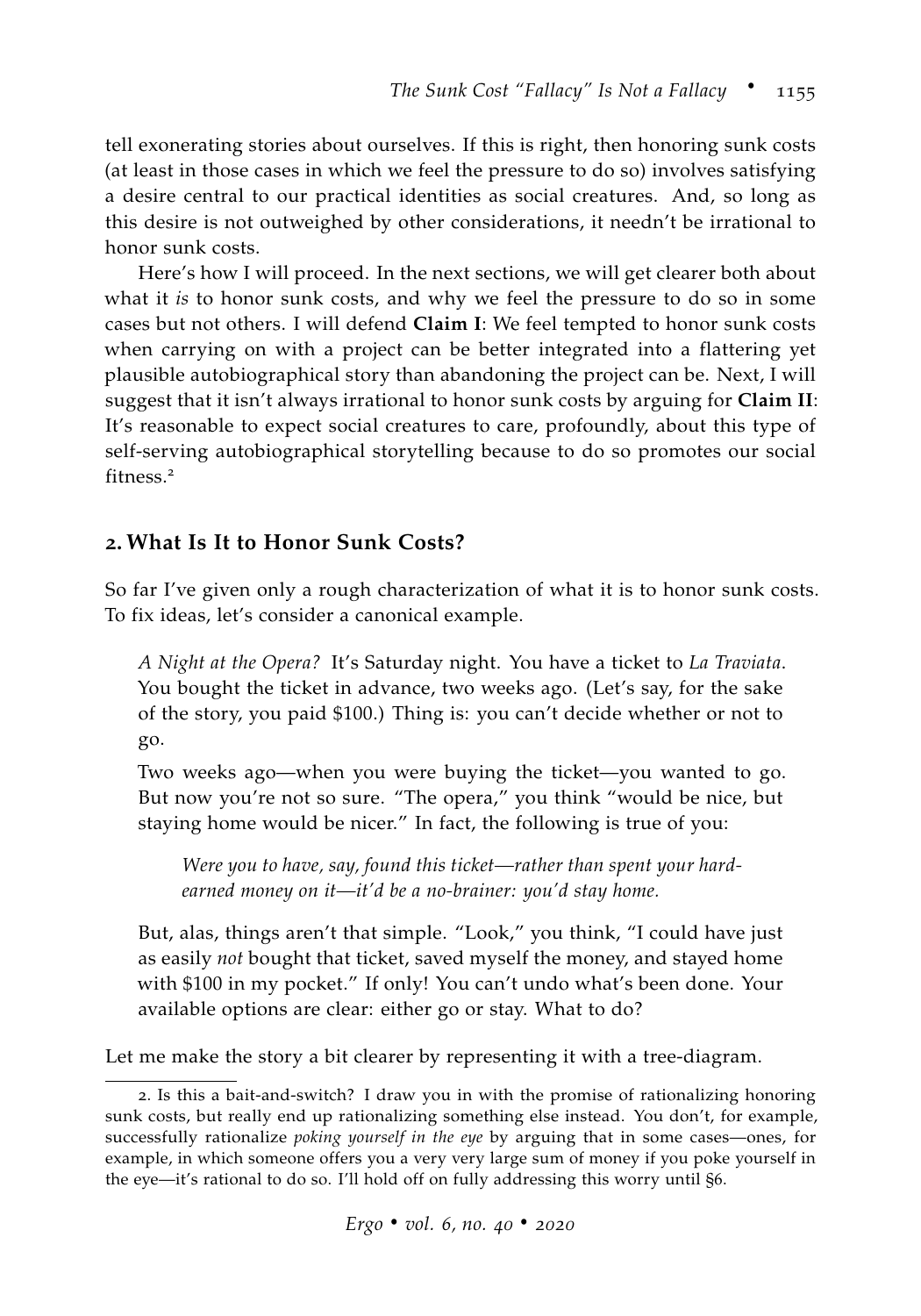tell exonerating stories about ourselves. If this is right, then honoring sunk costs (at least in those cases in which we feel the pressure to do so) involves satisfying a desire central to our practical identities as social creatures. And, so long as this desire is not outweighed by other considerations, it needn't be irrational to honor sunk costs.

Here's how I will proceed. In the next sections, we will get clearer both about what it *is* to honor sunk costs, and why we feel the pressure to do so in some cases but not others. I will defend **Claim I**: We feel tempted to honor sunk costs when carrying on with a project can be better integrated into a flattering yet plausible autobiographical story than abandoning the project can be. Next, I will suggest that it isn't always irrational to honor sunk costs by arguing for **Claim II**: It's reasonable to expect social creatures to care, profoundly, about this type of self-serving autobiographical storytelling because to do so promotes our social fitness.[2]

## 2. What Is It to Honor Sunk Costs?

So far I've given only a rough characterization of what it is to honor sunk costs. To fix ideas, let's consider a canonical example.

> *A Night at the Opera?* It's Saturday night. You have a ticket to *La Traviata*. You bought the ticket in advance, two weeks ago. (Let's say, for the sake of the story, you paid \$100.) Thing is: you can't decide whether or not to go.
>
> Two weeks ago—when you were buying the ticket—you wanted to go. But now you're not so sure. "The opera," you think "would be nice, but staying home would be nicer." In fact, the following is true of you:
>
> > *Were you to have, say, found this ticket—rather than spent your hard-earned money on it—it'd be a no-brainer: you'd stay home.*
>
> But, alas, things aren't that simple. "Look," you think, "I could have just as easily *not* bought that ticket, saved myself the money, and stayed home with \$100 in my pocket." If only! You can't undo what's been done. Your available options are clear: either go or stay. What to do?

Let me make the story a bit clearer by representing it with a tree-diagram.

2. Is this a bait-and-switch? I draw you in with the promise of rationalizing honoring sunk costs, but really end up rationalizing something else instead. You don't, for example, successfully rationalize *poking yourself in the eye* by arguing that in some cases—ones, for example, in which someone offers you a very very large sum of money if you poke yourself in the eye—it's rational to do so. I'll hold off on fully addressing this worry until §6.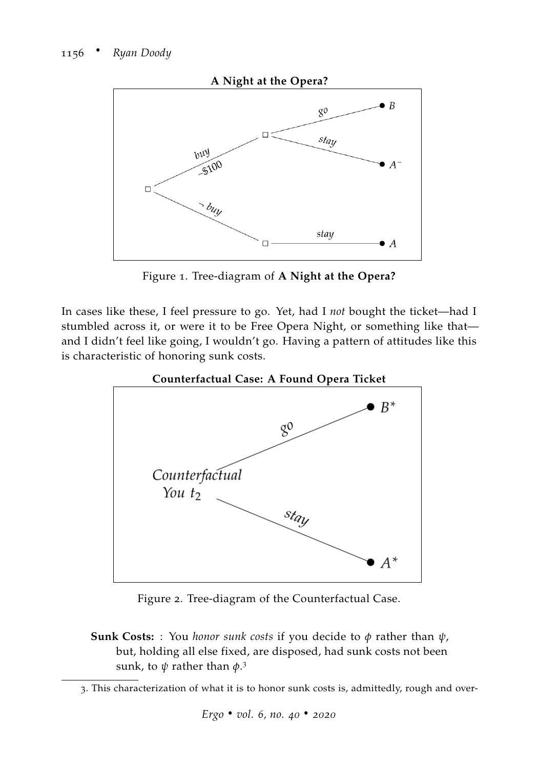**A Night at the Opera?**

Figure 1. Tree-diagram of **A Night at the Opera?**

In cases like these, I feel pressure to go. Yet, had I *not* bought the ticket—had I stumbled across it, or were it to be Free Opera Night, or something like that—and I didn't feel like going, I wouldn't go. Having a pattern of attitudes like this is characteristic of honoring sunk costs.

**Counterfactual Case: A Found Opera Ticket**

Figure 2. Tree-diagram of the Counterfactual Case.

**Sunk Costs:** : You *honor sunk costs* if you decide to $\phi$ rather than $\psi$, but, holding all else fixed, are disposed, had sunk costs not been sunk, to $\psi$ rather than $\phi$.[3]

3. This characterization of what it is to honor sunk costs is, admittedly, rough and over-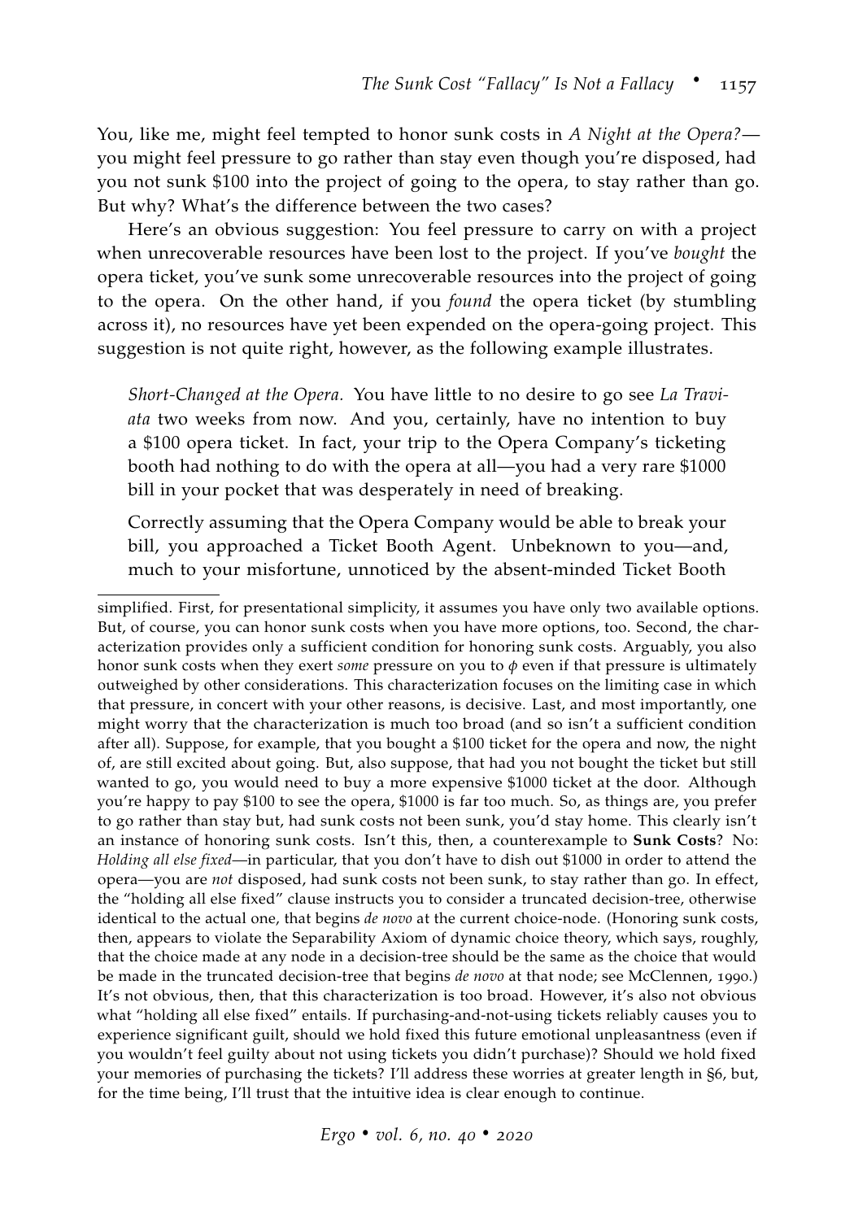You, like me, might feel tempted to honor sunk costs in *A Night at the Opera?*—you might feel pressure to go rather than stay even though you're disposed, had you not sunk $100 into the project of going to the opera, to stay rather than go. But why? What's the difference between the two cases?

Here's an obvious suggestion: You feel pressure to carry on with a project when unrecoverable resources have been lost to the project. If you've *bought* the opera ticket, you've sunk some unrecoverable resources into the project of going to the opera. On the other hand, if you *found* the opera ticket (by stumbling across it), no resources have yet been expended on the opera-going project. This suggestion is not quite right, however, as the following example illustrates.

> *Short-Changed at the Opera.* You have little to no desire to go see *La Traviata* two weeks from now. And you, certainly, have no intention to buy a $100 opera ticket. In fact, your trip to the Opera Company's ticketing booth had nothing to do with the opera at all—you had a very rare $1000 bill in your pocket that was desperately in need of breaking.
>
> Correctly assuming that the Opera Company would be able to break your bill, you approached a Ticket Booth Agent. Unbeknown to you—and, much to your misfortune, unnoticed by the absent-minded Ticket Booth

simplified. First, for presentational simplicity, it assumes you have only two available options. But, of course, you can honor sunk costs when you have more options, too. Second, the characterization provides only a sufficient condition for honoring sunk costs. Arguably, you also honor sunk costs when they exert *some* pressure on you to $\phi$ even if that pressure is ultimately outweighed by other considerations. This characterization focuses on the limiting case in which that pressure, in concert with your other reasons, is decisive. Last, and most importantly, one might worry that the characterization is much too broad (and so isn't a sufficient condition after all). Suppose, for example, that you bought a $100 ticket for the opera and now, the night of, are still excited about going. But, also suppose, that had you not bought the ticket but still wanted to go, you would need to buy a more expensive $1000 ticket at the door. Although you're happy to pay $100 to see the opera, $1000 is far too much. So, as things are, you prefer to go rather than stay but, had sunk costs not been sunk, you'd stay home. This clearly isn't an instance of honoring sunk costs. Isn't this, then, a counterexample to **Sunk Costs**? No: *Holding all else fixed*—in particular, that you don't have to dish out $1000 in order to attend the opera—you are *not* disposed, had sunk costs not been sunk, to stay rather than go. In effect, the "holding all else fixed" clause instructs you to consider a truncated decision-tree, otherwise identical to the actual one, that begins *de novo* at the current choice-node. (Honoring sunk costs, then, appears to violate the Separability Axiom of dynamic choice theory, which says, roughly, that the choice made at any node in a decision-tree should be the same as the choice that would be made in the truncated decision-tree that begins *de novo* at that node; see McClennen, 1990.) It's not obvious, then, that this characterization is too broad. However, it's also not obvious what "holding all else fixed" entails. If purchasing-and-not-using tickets reliably causes you to experience significant guilt, should we hold fixed this future emotional unpleasantness (even if you wouldn't feel guilty about not using tickets you didn't purchase)? Should we hold fixed your memories of purchasing the tickets? I'll address these worries at greater length in §6, but, for the time being, I'll trust that the intuitive idea is clear enough to continue.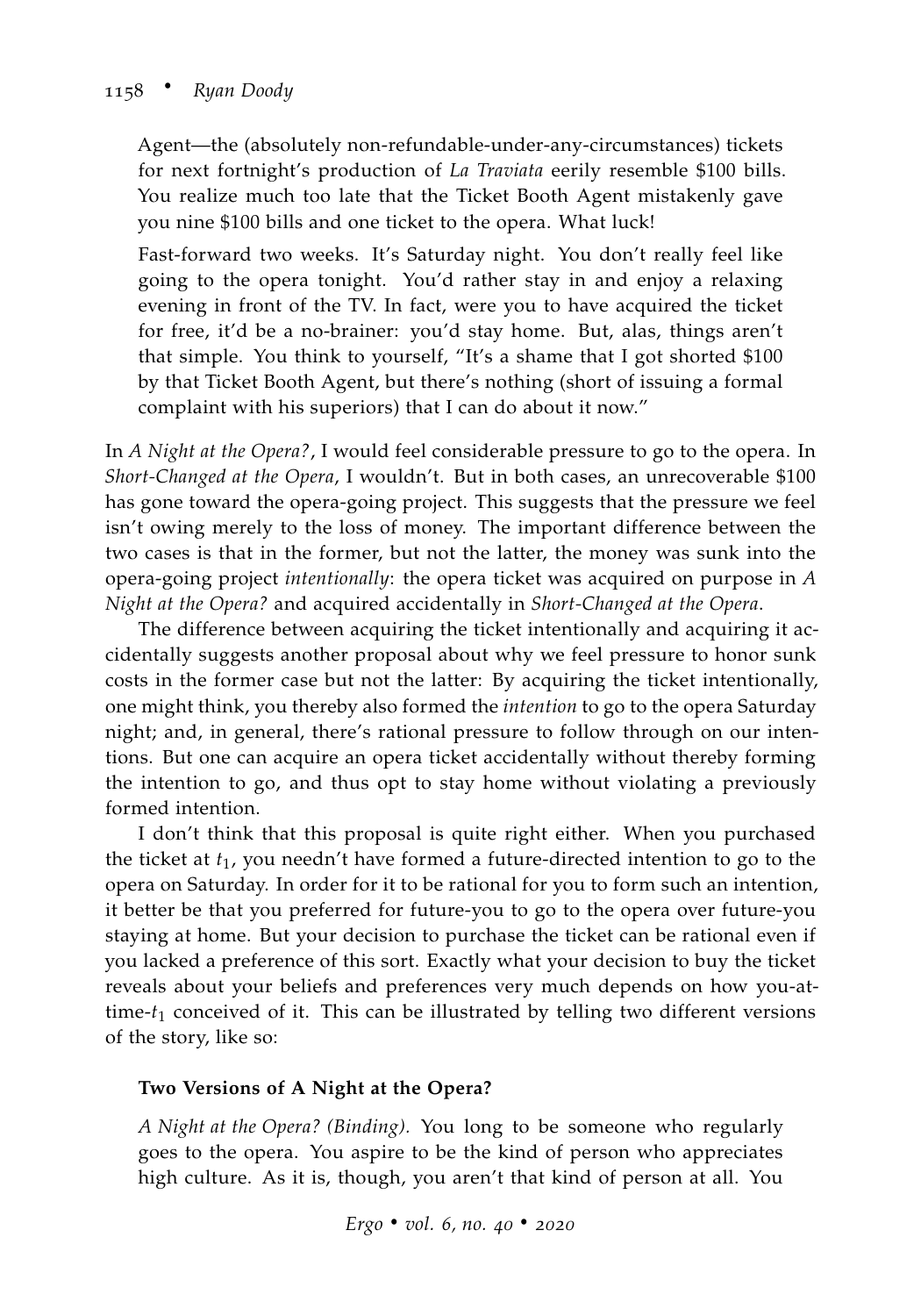Agent—the (absolutely non-refundable-under-any-circumstances) tickets for next fortnight's production of *La Traviata* eerily resemble $100 bills. You realize much too late that the Ticket Booth Agent mistakenly gave you nine $100 bills and one ticket to the opera. What luck!

Fast-forward two weeks. It's Saturday night. You don't really feel like going to the opera tonight. You'd rather stay in and enjoy a relaxing evening in front of the TV. In fact, were you to have acquired the ticket for free, it'd be a no-brainer: you'd stay home. But, alas, things aren't that simple. You think to yourself, "It's a shame that I got shorted $100 by that Ticket Booth Agent, but there's nothing (short of issuing a formal complaint with his superiors) that I can do about it now."

In *A Night at the Opera?*, I would feel considerable pressure to go to the opera. In *Short-Changed at the Opera*, I wouldn't. But in both cases, an unrecoverable $100 has gone toward the opera-going project. This suggests that the pressure we feel isn't owing merely to the loss of money. The important difference between the two cases is that in the former, but not the latter, the money was sunk into the opera-going project *intentionally*: the opera ticket was acquired on purpose in *A Night at the Opera?* and acquired accidentally in *Short-Changed at the Opera*.

The difference between acquiring the ticket intentionally and acquiring it accidentally suggests another proposal about why we feel pressure to honor sunk costs in the former case but not the latter: By acquiring the ticket intentionally, one might think, you thereby also formed the *intention* to go to the opera Saturday night; and, in general, there's rational pressure to follow through on our intentions. But one can acquire an opera ticket accidentally without thereby forming the intention to go, and thus opt to stay home without violating a previously formed intention.

I don't think that this proposal is quite right either. When you purchased the ticket at $t_1$, you needn't have formed a future-directed intention to go to the opera on Saturday. In order for it to be rational for you to form such an intention, it better be that you preferred for future-you to go to the opera over future-you staying at home. But your decision to purchase the ticket can be rational even if you lacked a preference of this sort. Exactly what your decision to buy the ticket reveals about your beliefs and preferences very much depends on how you-at-time-$t_1$ conceived of it. This can be illustrated by telling two different versions of the story, like so:

**Two Versions of A Night at the Opera?**

*A Night at the Opera? (Binding).* You long to be someone who regularly goes to the opera. You aspire to be the kind of person who appreciates high culture. As it is, though, you aren't that kind of person at all. You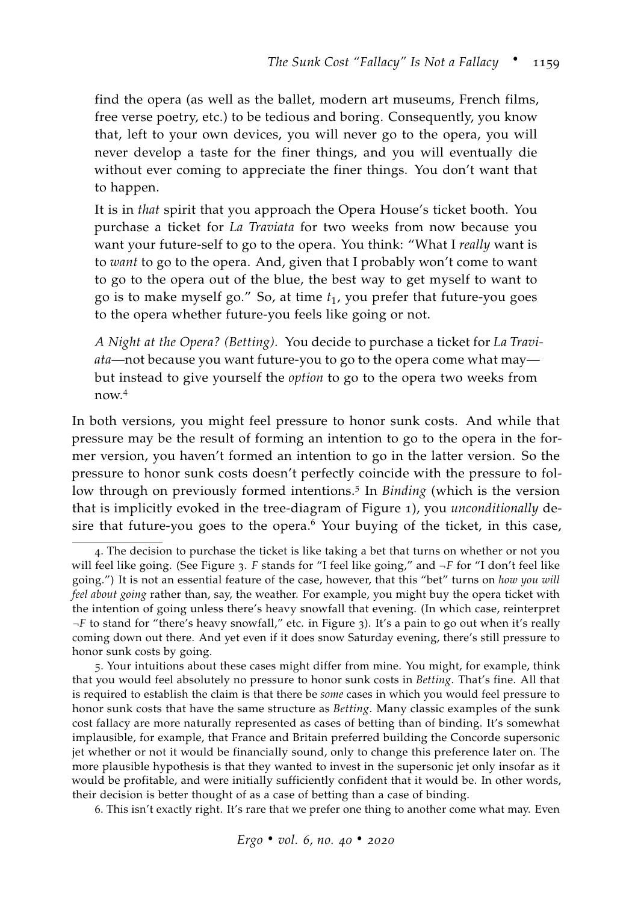find the opera (as well as the ballet, modern art museums, French films, free verse poetry, etc.) to be tedious and boring. Consequently, you know that, left to your own devices, you will never go to the opera, you will never develop a taste for the finer things, and you will eventually die without ever coming to appreciate the finer things. You don't want that to happen.

It is in *that* spirit that you approach the Opera House's ticket booth. You purchase a ticket for *La Traviata* for two weeks from now because you want your future-self to go to the opera. You think: "What I *really* want is to *want* to go to the opera. And, given that I probably won't come to want to go to the opera out of the blue, the best way to get myself to want to go is to make myself go." So, at time $t_1$, you prefer that future-you goes to the opera whether future-you feels like going or not.

*A Night at the Opera? (Betting).* You decide to purchase a ticket for *La Traviata*—not because you want future-you to go to the opera come what may—but instead to give yourself the *option* to go to the opera two weeks from now.[4]

In both versions, you might feel pressure to honor sunk costs. And while that pressure may be the result of forming an intention to go to the opera in the former version, you haven't formed an intention to go in the latter version. So the pressure to honor sunk costs doesn't perfectly coincide with the pressure to follow through on previously formed intentions.[5] In *Binding* (which is the version that is implicitly evoked in the tree-diagram of Figure 1), you *unconditionally* desire that future-you goes to the opera.[6] Your buying of the ticket, in this case,

4. The decision to purchase the ticket is like taking a bet that turns on whether or not you will feel like going. (See Figure 3. $F$ stands for "I feel like going," and $\neg F$ for "I don't feel like going.") It is not an essential feature of the case, however, that this "bet" turns on *how you will feel about going* rather than, say, the weather. For example, you might buy the opera ticket with the intention of going unless there's heavy snowfall that evening. (In which case, reinterpret $\neg F$ to stand for "there's heavy snowfall," etc. in Figure 3). It's a pain to go out when it's really coming down out there. And yet even if it does snow Saturday evening, there's still pressure to honor sunk costs by going.

5. Your intuitions about these cases might differ from mine. You might, for example, think that you would feel absolutely no pressure to honor sunk costs in *Betting*. That's fine. All that is required to establish the claim is that there be *some* cases in which you would feel pressure to honor sunk costs that have the same structure as *Betting*. Many classic examples of the sunk cost fallacy are more naturally represented as cases of betting than of binding. It's somewhat implausible, for example, that France and Britain preferred building the Concorde supersonic jet whether or not it would be financially sound, only to change this preference later on. The more plausible hypothesis is that they wanted to invest in the supersonic jet only insofar as it would be profitable, and were initially sufficiently confident that it would be. In other words, their decision is better thought of as a case of betting than a case of binding.

6. This isn't exactly right. It's rare that we prefer one thing to another come what may. Even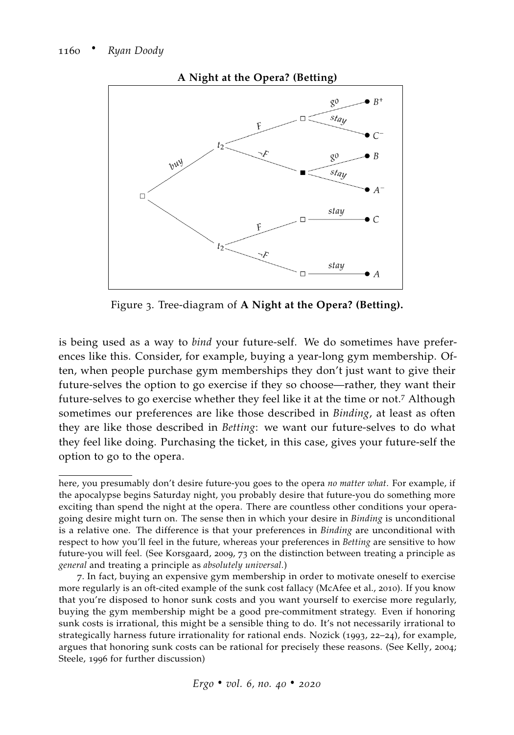**A Night at the Opera? (Betting)**

Figure 3. Tree-diagram of **A Night at the Opera? (Betting).**

is being used as a way to *bind* your future-self. We do sometimes have preferences like this. Consider, for example, buying a year-long gym membership. Often, when people purchase gym memberships they don't just want to give their future-selves the option to go exercise if they so choose—rather, they want their future-selves to go exercise whether they feel like it at the time or not.[7] Although sometimes our preferences are like those described in *Binding*, at least as often they are like those described in *Betting*: we want our future-selves to do what they feel like doing. Purchasing the ticket, in this case, gives your future-self the option to go to the opera.

---

here, you presumably don't desire future-you goes to the opera *no matter what*. For example, if the apocalypse begins Saturday night, you probably desire that future-you do something more exciting than spend the night at the opera. There are countless other conditions your opera-going desire might turn on. The sense then in which your desire in *Binding* is unconditional is a relative one. The difference is that your preferences in *Binding* are unconditional with respect to how you'll feel in the future, whereas your preferences in *Betting* are sensitive to how future-you will feel. (See Korsgaard, 2009, 73 on the distinction between treating a principle as *general* and treating a principle as *absolutely universal*.)

7. In fact, buying an expensive gym membership in order to motivate oneself to exercise more regularly is an oft-cited example of the sunk cost fallacy (McAfee et al., 2010). If you know that you're disposed to honor sunk costs and you want yourself to exercise more regularly, buying the gym membership might be a good pre-commitment strategy. Even if honoring sunk costs is irrational, this might be a sensible thing to do. It's not necessarily irrational to strategically harness future irrationality for rational ends. Nozick (1993, 22–24), for example, argues that honoring sunk costs can be rational for precisely these reasons. (See Kelly, 2004; Steele, 1996 for further discussion)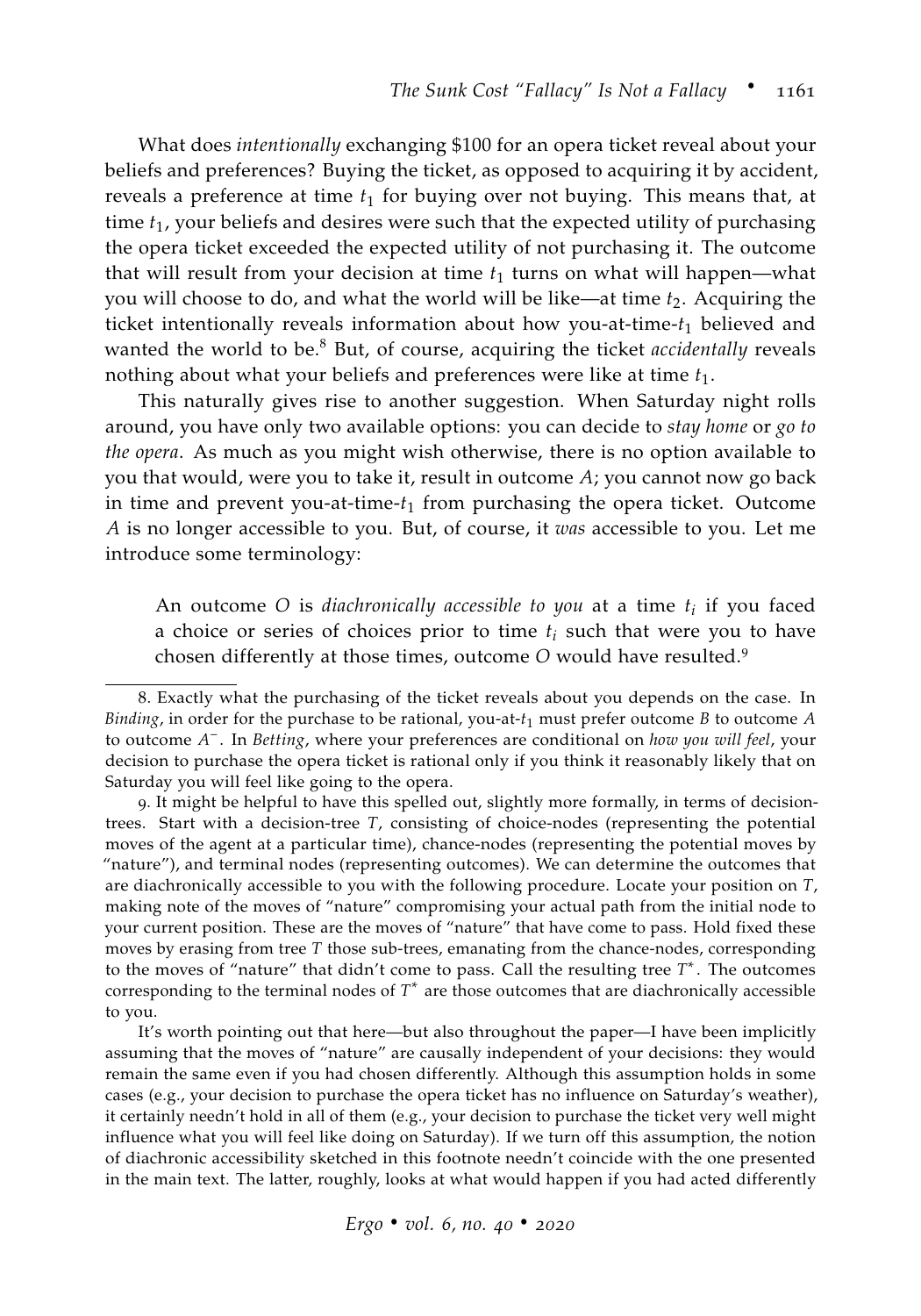What does *intentionally* exchanging $100 for an opera ticket reveal about your beliefs and preferences? Buying the ticket, as opposed to acquiring it by accident, reveals a preference at time $t_1$ for buying over not buying. This means that, at time $t_1$, your beliefs and desires were such that the expected utility of purchasing the opera ticket exceeded the expected utility of not purchasing it. The outcome that will result from your decision at time $t_1$ turns on what will happen—what you will choose to do, and what the world will be like—at time $t_2$. Acquiring the ticket intentionally reveals information about how you-at-time-$t_1$ believed and wanted the world to be.[8] But, of course, acquiring the ticket *accidentally* reveals nothing about what your beliefs and preferences were like at time $t_1$.

This naturally gives rise to another suggestion. When Saturday night rolls around, you have only two available options: you can decide to *stay home* or *go to the opera*. As much as you might wish otherwise, there is no option available to you that would, were you to take it, result in outcome $A$; you cannot now go back in time and prevent you-at-time-$t_1$ from purchasing the opera ticket. Outcome $A$ is no longer accessible to you. But, of course, it *was* accessible to you. Let me introduce some terminology:

> An outcome $O$ is *diachronically accessible to you* at a time $t_i$ if you faced a choice or series of choices prior to time $t_i$ such that were you to have chosen differently at those times, outcome $O$ would have resulted.[9]

---

8. Exactly what the purchasing of the ticket reveals about you depends on the case. In *Binding*, in order for the purchase to be rational, you-at-$t_1$ must prefer outcome $B$ to outcome $A$ to outcome $A^-$. In *Betting*, where your preferences are conditional on *how you will feel*, your decision to purchase the opera ticket is rational only if you think it reasonably likely that on Saturday you will feel like going to the opera.

9. It might be helpful to have this spelled out, slightly more formally, in terms of decision-trees. Start with a decision-tree $T$, consisting of choice-nodes (representing the potential moves of the agent at a particular time), chance-nodes (representing the potential moves by "nature"), and terminal nodes (representing outcomes). We can determine the outcomes that are diachronically accessible to you with the following procedure. Locate your position on $T$, making note of the moves of "nature" compromising your actual path from the initial node to your current position. These are the moves of "nature" that have come to pass. Hold fixed these moves by erasing from tree $T$ those sub-trees, emanating from the chance-nodes, corresponding to the moves of "nature" that didn't come to pass. Call the resulting tree $T^*$. The outcomes corresponding to the terminal nodes of $T^*$ are those outcomes that are diachronically accessible to you.

It's worth pointing out that here—but also throughout the paper—I have been implicitly assuming that the moves of "nature" are causally independent of your decisions: they would remain the same even if you had chosen differently. Although this assumption holds in some cases (e.g., your decision to purchase the opera ticket has no influence on Saturday's weather), it certainly needn't hold in all of them (e.g., your decision to purchase the ticket very well might influence what you will feel like doing on Saturday). If we turn off this assumption, the notion of diachronic accessibility sketched in this footnote needn't coincide with the one presented in the main text. The latter, roughly, looks at what would happen if you had acted differently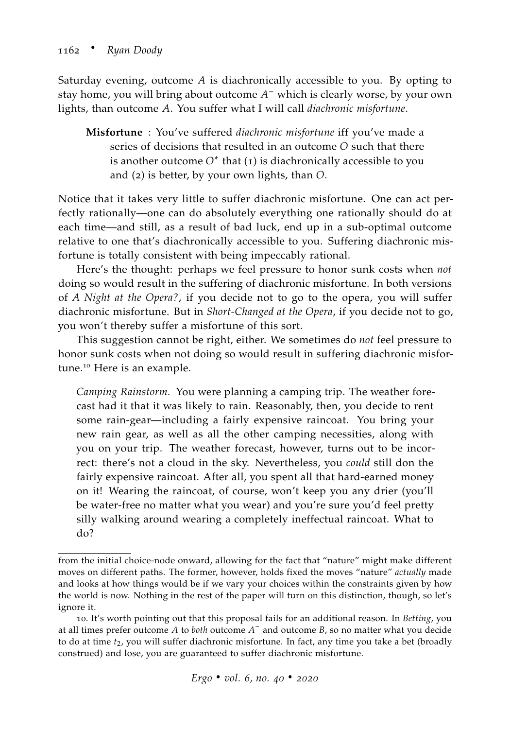Saturday evening, outcome $A$ is diachronically accessible to you. By opting to stay home, you will bring about outcome $A^-$ which is clearly worse, by your own lights, than outcome $A$. You suffer what I will call *diachronic misfortune*.

> **Misfortune** : You've suffered *diachronic misfortune* iff you've made a series of decisions that resulted in an outcome $O$ such that there is another outcome $O^*$ that (1) is diachronically accessible to you and (2) is better, by your own lights, than $O$.

Notice that it takes very little to suffer diachronic misfortune. One can act perfectly rationally—one can do absolutely everything one rationally should do at each time—and still, as a result of bad luck, end up in a sub-optimal outcome relative to one that's diachronically accessible to you. Suffering diachronic misfortune is totally consistent with being impeccably rational.

Here's the thought: perhaps we feel pressure to honor sunk costs when *not* doing so would result in the suffering of diachronic misfortune. In both versions of *A Night at the Opera?*, if you decide not to go to the opera, you will suffer diachronic misfortune. But in *Short-Changed at the Opera*, if you decide not to go, you won't thereby suffer a misfortune of this sort.

This suggestion cannot be right, either. We sometimes do *not* feel pressure to honor sunk costs when not doing so would result in suffering diachronic misfortune.[10] Here is an example.

> *Camping Rainstorm.* You were planning a camping trip. The weather forecast had it that it was likely to rain. Reasonably, then, you decide to rent some rain-gear—including a fairly expensive raincoat. You bring your new rain gear, as well as all the other camping necessities, along with you on your trip. The weather forecast, however, turns out to be incorrect: there's not a cloud in the sky. Nevertheless, you *could* still don the fairly expensive raincoat. After all, you spent all that hard-earned money on it! Wearing the raincoat, of course, won't keep you any drier (you'll be water-free no matter what you wear) and you're sure you'd feel pretty silly walking around wearing a completely ineffectual raincoat. What to do?

---

from the initial choice-node onward, allowing for the fact that "nature" might make different moves on different paths. The former, however, holds fixed the moves "nature" *actually* made and looks at how things would be if we vary your choices within the constraints given by how the world is now. Nothing in the rest of the paper will turn on this distinction, though, so let's ignore it.

10. It's worth pointing out that this proposal fails for an additional reason. In *Betting*, you at all times prefer outcome $A$ to *both* outcome $A^-$ and outcome $B$, so no matter what you decide to do at time $t_2$, you will suffer diachronic misfortune. In fact, any time you take a bet (broadly construed) and lose, you are guaranteed to suffer diachronic misfortune.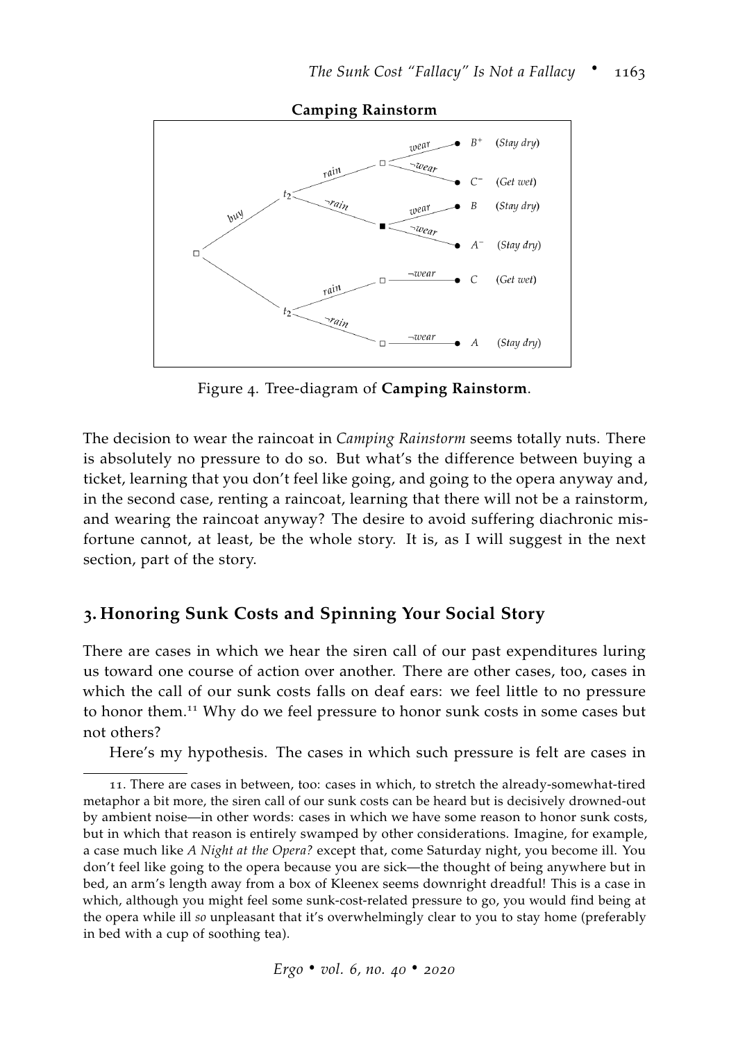**Camping Rainstorm**

Figure 4. Tree-diagram of **Camping Rainstorm**.

The decision to wear the raincoat in *Camping Rainstorm* seems totally nuts. There is absolutely no pressure to do so. But what's the difference between buying a ticket, learning that you don't feel like going, and going to the opera anyway and, in the second case, renting a raincoat, learning that there will not be a rainstorm, and wearing the raincoat anyway? The desire to avoid suffering diachronic misfortune cannot, at least, be the whole story. It is, as I will suggest in the next section, part of the story.

## 3. Honoring Sunk Costs and Spinning Your Social Story

There are cases in which we hear the siren call of our past expenditures luring us toward one course of action over another. There are other cases, too, cases in which the call of our sunk costs falls on deaf ears: we feel little to no pressure to honor them.[11] Why do we feel pressure to honor sunk costs in some cases but not others?

Here's my hypothesis. The cases in which such pressure is felt are cases in

11. There are cases in between, too: cases in which, to stretch the already-somewhat-tired metaphor a bit more, the siren call of our sunk costs can be heard but is decisively drowned-out by ambient noise—in other words: cases in which we have some reason to honor sunk costs, but in which that reason is entirely swamped by other considerations. Imagine, for example, a case much like *A Night at the Opera?* except that, come Saturday night, you become ill. You don't feel like going to the opera because you are sick—the thought of being anywhere but in bed, an arm's length away from a box of Kleenex seems downright dreadful! This is a case in which, although you might feel some sunk-cost-related pressure to go, you would find being at the opera while ill *so* unpleasant that it's overwhelmingly clear to you to stay home (preferably in bed with a cup of soothing tea).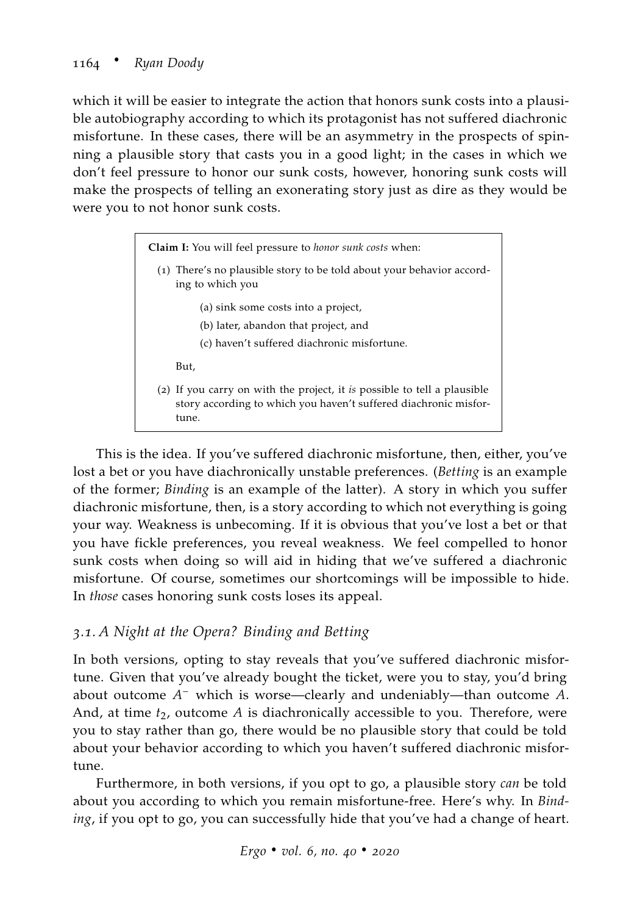which it will be easier to integrate the action that honors sunk costs into a plausible autobiography according to which its protagonist has not suffered diachronic misfortune. In these cases, there will be an asymmetry in the prospects of spinning a plausible story that casts you in a good light; in the cases in which we don't feel pressure to honor our sunk costs, however, honoring sunk costs will make the prospects of telling an exonerating story just as dire as they would be were you to not honor sunk costs.

> **Claim I:** You will feel pressure to *honor sunk costs* when:
>
> (1) There's no plausible story to be told about your behavior according to which you
>
> (a) sink some costs into a project,
>
> (b) later, abandon that project, and
>
> (c) haven't suffered diachronic misfortune.
>
> But,
>
> (2) If you carry on with the project, it *is* possible to tell a plausible story according to which you haven't suffered diachronic misfortune.

This is the idea. If you've suffered diachronic misfortune, then, either, you've lost a bet or you have diachronically unstable preferences. (*Betting* is an example of the former; *Binding* is an example of the latter). A story in which you suffer diachronic misfortune, then, is a story according to which not everything is going your way. Weakness is unbecoming. If it is obvious that you've lost a bet or that you have fickle preferences, you reveal weakness. We feel compelled to honor sunk costs when doing so will aid in hiding that we've suffered a diachronic misfortune. Of course, sometimes our shortcomings will be impossible to hide. In *those* cases honoring sunk costs loses its appeal.

### *3.1. A Night at the Opera? Binding and Betting*

In both versions, opting to stay reveals that you've suffered diachronic misfortune. Given that you've already bought the ticket, were you to stay, you'd bring about outcome $A^-$ which is worse—clearly and undeniably—than outcome $A$. And, at time $t_2$, outcome $A$ is diachronically accessible to you. Therefore, were you to stay rather than go, there would be no plausible story that could be told about your behavior according to which you haven't suffered diachronic misfortune.

Furthermore, in both versions, if you opt to go, a plausible story *can* be told about you according to which you remain misfortune-free. Here's why. In *Binding*, if you opt to go, you can successfully hide that you've had a change of heart.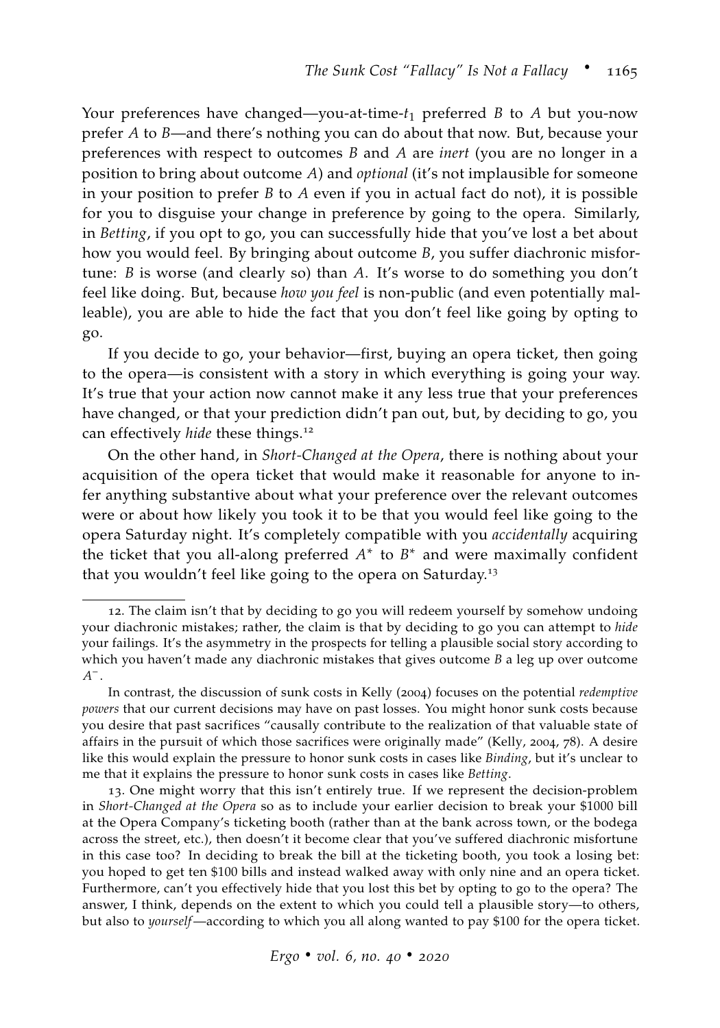Your preferences have changed—you-at-time-$t_1$ preferred $B$ to $A$ but you-now prefer $A$ to $B$—and there's nothing you can do about that now. But, because your preferences with respect to outcomes $B$ and $A$ are *inert* (you are no longer in a position to bring about outcome $A$) and *optional* (it's not implausible for someone in your position to prefer $B$ to $A$ even if you in actual fact do not), it is possible for you to disguise your change in preference by going to the opera. Similarly, in *Betting*, if you opt to go, you can successfully hide that you've lost a bet about how you would feel. By bringing about outcome $B$, you suffer diachronic misfortune: $B$ is worse (and clearly so) than $A$. It's worse to do something you don't feel like doing. But, because *how you feel* is non-public (and even potentially malleable), you are able to hide the fact that you don't feel like going by opting to go.

If you decide to go, your behavior—first, buying an opera ticket, then going to the opera—is consistent with a story in which everything is going your way. It's true that your action now cannot make it any less true that your preferences have changed, or that your prediction didn't pan out, but, by deciding to go, you can effectively *hide* these things.[12]

On the other hand, in *Short-Changed at the Opera*, there is nothing about your acquisition of the opera ticket that would make it reasonable for anyone to infer anything substantive about what your preference over the relevant outcomes were or about how likely you took it to be that you would feel like going to the opera Saturday night. It's completely compatible with you *accidentally* acquiring the ticket that you all-along preferred $A^*$ to $B^*$ and were maximally confident that you wouldn't feel like going to the opera on Saturday.[13]

---

12. The claim isn't that by deciding to go you will redeem yourself by somehow undoing your diachronic mistakes; rather, the claim is that by deciding to go you can attempt to *hide* your failings. It's the asymmetry in the prospects for telling a plausible social story according to which you haven't made any diachronic mistakes that gives outcome $B$ a leg up over outcome $A^-$.

In contrast, the discussion of sunk costs in Kelly (2004) focuses on the potential *redemptive powers* that our current decisions may have on past losses. You might honor sunk costs because you desire that past sacrifices "causally contribute to the realization of that valuable state of affairs in the pursuit of which those sacrifices were originally made" (Kelly, 2004, 78). A desire like this would explain the pressure to honor sunk costs in cases like *Binding*, but it's unclear to me that it explains the pressure to honor sunk costs in cases like *Betting*.

13. One might worry that this isn't entirely true. If we represent the decision-problem in *Short-Changed at the Opera* so as to include your earlier decision to break your \$1000 bill at the Opera Company's ticketing booth (rather than at the bank across town, or the bodega across the street, etc.), then doesn't it become clear that you've suffered diachronic misfortune in this case too? In deciding to break the bill at the ticketing booth, you took a losing bet: you hoped to get ten \$100 bills and instead walked away with only nine and an opera ticket. Furthermore, can't you effectively hide that you lost this bet by opting to go to the opera? The answer, I think, depends on the extent to which you could tell a plausible story—to others, but also to *yourself*—according to which you all along wanted to pay \$100 for the opera ticket.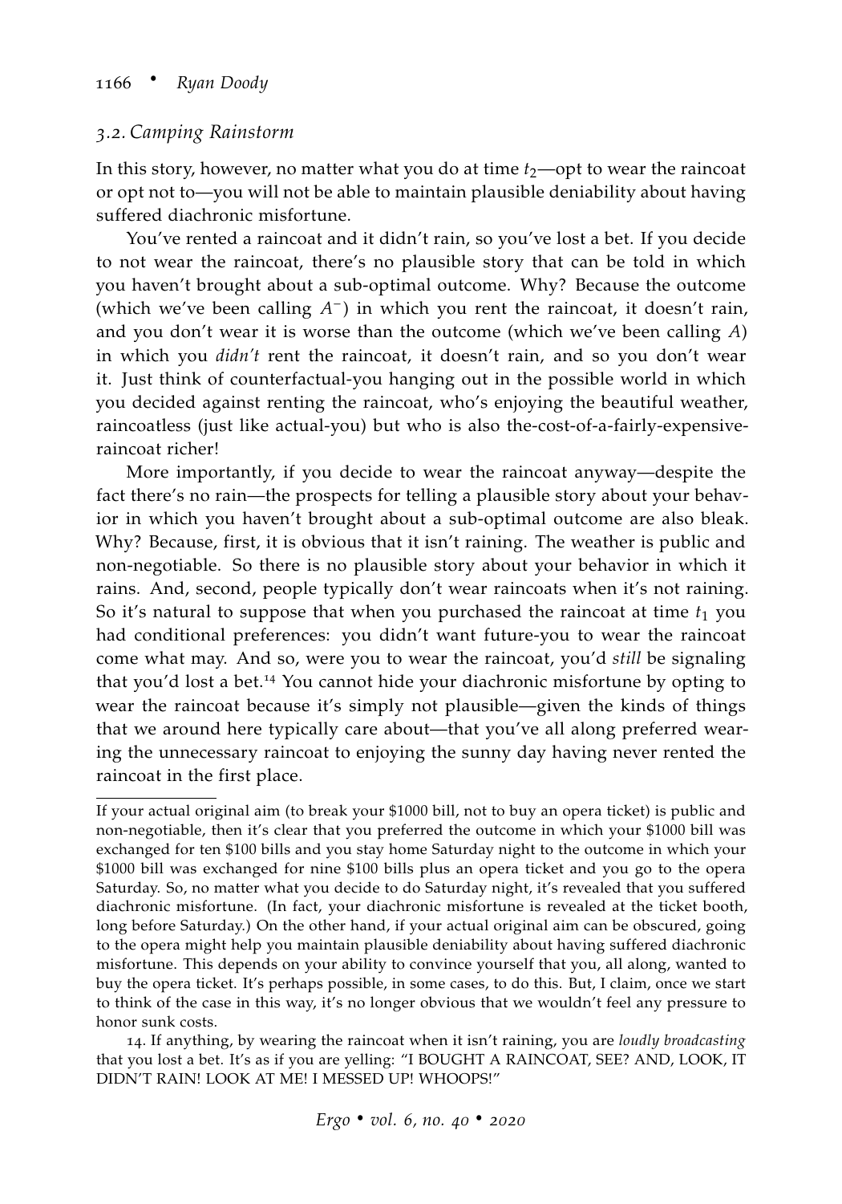### 3.2. Camping Rainstorm

In this story, however, no matter what you do at time $t_2$—opt to wear the raincoat or opt not to—you will not be able to maintain plausible deniability about having suffered diachronic misfortune.

You've rented a raincoat and it didn't rain, so you've lost a bet. If you decide to not wear the raincoat, there's no plausible story that can be told in which you haven't brought about a sub-optimal outcome. Why? Because the outcome (which we've been calling $A^-$) in which you rent the raincoat, it doesn't rain, and you don't wear it is worse than the outcome (which we've been calling $A$) in which you *didn't* rent the raincoat, it doesn't rain, and so you don't wear it. Just think of counterfactual-you hanging out in the possible world in which you decided against renting the raincoat, who's enjoying the beautiful weather, raincoatless (just like actual-you) but who is also the-cost-of-a-fairly-expensive-raincoat richer!

More importantly, if you decide to wear the raincoat anyway—despite the fact there's no rain—the prospects for telling a plausible story about your behavior in which you haven't brought about a sub-optimal outcome are also bleak. Why? Because, first, it is obvious that it isn't raining. The weather is public and non-negotiable. So there is no plausible story about your behavior in which it rains. And, second, people typically don't wear raincoats when it's not raining. So it's natural to suppose that when you purchased the raincoat at time $t_1$ you had conditional preferences: you didn't want future-you to wear the raincoat come what may. And so, were you to wear the raincoat, you'd *still* be signaling that you'd lost a bet.[14] You cannot hide your diachronic misfortune by opting to wear the raincoat because it's simply not plausible—given the kinds of things that we around here typically care about—that you've all along preferred wearing the unnecessary raincoat to enjoying the sunny day having never rented the raincoat in the first place.

---

If your actual original aim (to break your \$1000 bill, not to buy an opera ticket) is public and non-negotiable, then it's clear that you preferred the outcome in which your \$1000 bill was exchanged for ten \$100 bills and you stay home Saturday night to the outcome in which your \$1000 bill was exchanged for nine \$100 bills plus an opera ticket and you go to the opera Saturday. So, no matter what you decide to do Saturday night, it's revealed that you suffered diachronic misfortune. (In fact, your diachronic misfortune is revealed at the ticket booth, long before Saturday.) On the other hand, if your actual original aim can be obscured, going to the opera might help you maintain plausible deniability about having suffered diachronic misfortune. This depends on your ability to convince yourself that you, all along, wanted to buy the opera ticket. It's perhaps possible, in some cases, to do this. But, I claim, once we start to think of the case in this way, it's no longer obvious that we wouldn't feel any pressure to honor sunk costs.

14. If anything, by wearing the raincoat when it isn't raining, you are *loudly broadcasting* that you lost a bet. It's as if you are yelling: "I BOUGHT A RAINCOAT, SEE? AND, LOOK, IT DIDN'T RAIN! LOOK AT ME! I MESSED UP! WHOOPS!"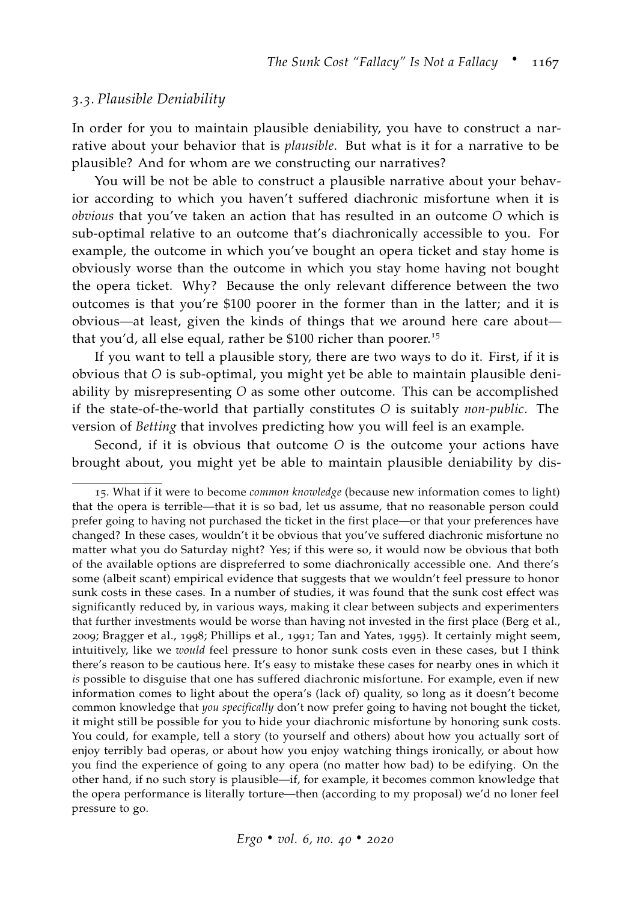### 3.3. Plausible Deniability

In order for you to maintain plausible deniability, you have to construct a narrative about your behavior that is *plausible*. But what is it for a narrative to be plausible? And for whom are we constructing our narratives?

You will be not be able to construct a plausible narrative about your behavior according to which you haven't suffered diachronic misfortune when it is *obvious* that you've taken an action that has resulted in an outcome *O* which is sub-optimal relative to an outcome that's diachronically accessible to you. For example, the outcome in which you've bought an opera ticket and stay home is obviously worse than the outcome in which you stay home having not bought the opera ticket. Why? Because the only relevant difference between the two outcomes is that you're $100 poorer in the former than in the latter; and it is obvious—at least, given the kinds of things that we around here care about—that you'd, all else equal, rather be $100 richer than poorer.[15]

If you want to tell a plausible story, there are two ways to do it. First, if it is obvious that *O* is sub-optimal, you might yet be able to maintain plausible deniability by misrepresenting *O* as some other outcome. This can be accomplished if the state-of-the-world that partially constitutes *O* is suitably *non-public*. The version of *Betting* that involves predicting how you will feel is an example.

Second, if it is obvious that outcome *O* is the outcome your actions have brought about, you might yet be able to maintain plausible deniability by dis-

15. What if it were to become *common knowledge* (because new information comes to light) that the opera is terrible—that it is so bad, let us assume, that no reasonable person could prefer going to having not purchased the ticket in the first place—or that your preferences have changed? In these cases, wouldn't it be obvious that you've suffered diachronic misfortune no matter what you do Saturday night? Yes; if this were so, it would now be obvious that both of the available options are dispreferred to some diachronically accessible one. And there's some (albeit scant) empirical evidence that suggests that we wouldn't feel pressure to honor sunk costs in these cases. In a number of studies, it was found that the sunk cost effect was significantly reduced by, in various ways, making it clear between subjects and experimenters that further investments would be worse than having not invested in the first place (Berg et al., 2009; Bragger et al., 1998; Phillips et al., 1991; Tan and Yates, 1995). It certainly might seem, intuitively, like we *would* feel pressure to honor sunk costs even in these cases, but I think there's reason to be cautious here. It's easy to mistake these cases for nearby ones in which it *is* possible to disguise that one has suffered diachronic misfortune. For example, even if new information comes to light about the opera's (lack of) quality, so long as it doesn't become common knowledge that *you specifically* don't now prefer going to having not bought the ticket, it might still be possible for you to hide your diachronic misfortune by honoring sunk costs. You could, for example, tell a story (to yourself and others) about how you actually sort of enjoy terribly bad operas, or about how you enjoy watching things ironically, or about how you find the experience of going to any opera (no matter how bad) to be edifying. On the other hand, if no such story is plausible—if, for example, it becomes common knowledge that the opera performance is literally torture—then (according to my proposal) we'd no loner feel pressure to go.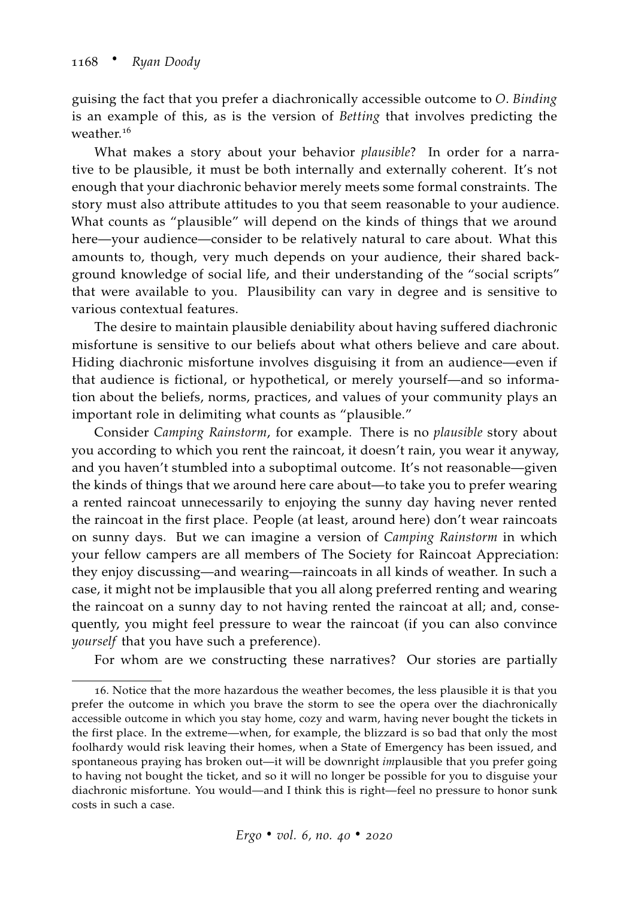guising the fact that you prefer a diachronically accessible outcome to *O*. *Binding* is an example of this, as is the version of *Betting* that involves predicting the weather.[16]

What makes a story about your behavior *plausible*? In order for a narrative to be plausible, it must be both internally and externally coherent. It's not enough that your diachronic behavior merely meets some formal constraints. The story must also attribute attitudes to you that seem reasonable to your audience. What counts as "plausible" will depend on the kinds of things that we around here—your audience—consider to be relatively natural to care about. What this amounts to, though, very much depends on your audience, their shared background knowledge of social life, and their understanding of the "social scripts" that were available to you. Plausibility can vary in degree and is sensitive to various contextual features.

The desire to maintain plausible deniability about having suffered diachronic misfortune is sensitive to our beliefs about what others believe and care about. Hiding diachronic misfortune involves disguising it from an audience—even if that audience is fictional, or hypothetical, or merely yourself—and so information about the beliefs, norms, practices, and values of your community plays an important role in delimiting what counts as "plausible."

Consider *Camping Rainstorm*, for example. There is no *plausible* story about you according to which you rent the raincoat, it doesn't rain, you wear it anyway, and you haven't stumbled into a suboptimal outcome. It's not reasonable—given the kinds of things that we around here care about—to take you to prefer wearing a rented raincoat unnecessarily to enjoying the sunny day having never rented the raincoat in the first place. People (at least, around here) don't wear raincoats on sunny days. But we can imagine a version of *Camping Rainstorm* in which your fellow campers are all members of The Society for Raincoat Appreciation: they enjoy discussing—and wearing—raincoats in all kinds of weather. In such a case, it might not be implausible that you all along preferred renting and wearing the raincoat on a sunny day to not having rented the raincoat at all; and, consequently, you might feel pressure to wear the raincoat (if you can also convince *yourself* that you have such a preference).

For whom are we constructing these narratives? Our stories are partially

16. Notice that the more hazardous the weather becomes, the less plausible it is that you prefer the outcome in which you brave the storm to see the opera over the diachronically accessible outcome in which you stay home, cozy and warm, having never bought the tickets in the first place. In the extreme—when, for example, the blizzard is so bad that only the most foolhardy would risk leaving their homes, when a State of Emergency has been issued, and spontaneous praying has broken out—it will be downright *im*plausible that you prefer going to having not bought the ticket, and so it will no longer be possible for you to disguise your diachronic misfortune. You would—and I think this is right—feel no pressure to honor sunk costs in such a case.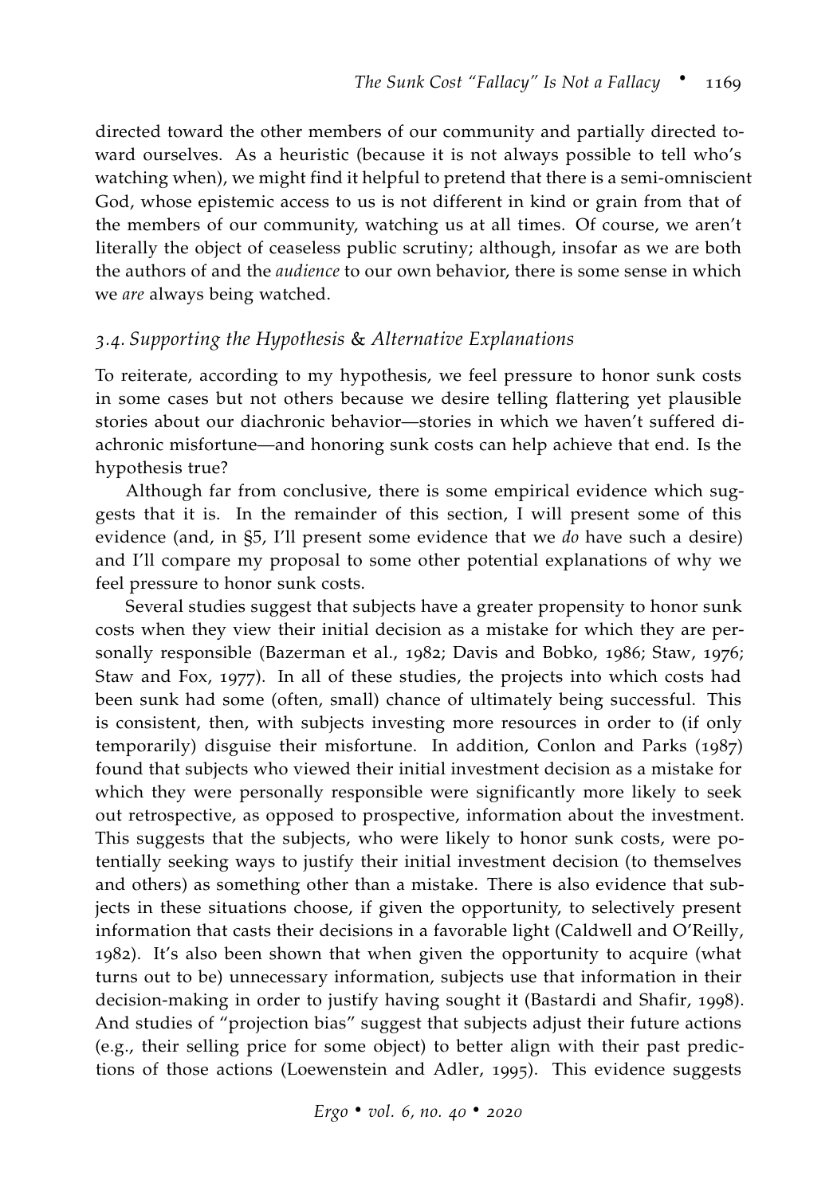directed toward the other members of our community and partially directed toward ourselves. As a heuristic (because it is not always possible to tell who's watching when), we might find it helpful to pretend that there is a semi-omniscient God, whose epistemic access to us is not different in kind or grain from that of the members of our community, watching us at all times. Of course, we aren't literally the object of ceaseless public scrutiny; although, insofar as we are both the authors of and the *audience* to our own behavior, there is some sense in which we *are* always being watched.

### *3.4. Supporting the Hypothesis & Alternative Explanations*

To reiterate, according to my hypothesis, we feel pressure to honor sunk costs in some cases but not others because we desire telling flattering yet plausible stories about our diachronic behavior—stories in which we haven't suffered diachronic misfortune—and honoring sunk costs can help achieve that end. Is the hypothesis true?

Although far from conclusive, there is some empirical evidence which suggests that it is. In the remainder of this section, I will present some of this evidence (and, in §5, I'll present some evidence that we *do* have such a desire) and I'll compare my proposal to some other potential explanations of why we feel pressure to honor sunk costs.

Several studies suggest that subjects have a greater propensity to honor sunk costs when they view their initial decision as a mistake for which they are personally responsible (Bazerman et al., 1982; Davis and Bobko, 1986; Staw, 1976; Staw and Fox, 1977). In all of these studies, the projects into which costs had been sunk had some (often, small) chance of ultimately being successful. This is consistent, then, with subjects investing more resources in order to (if only temporarily) disguise their misfortune. In addition, Conlon and Parks (1987) found that subjects who viewed their initial investment decision as a mistake for which they were personally responsible were significantly more likely to seek out retrospective, as opposed to prospective, information about the investment. This suggests that the subjects, who were likely to honor sunk costs, were potentially seeking ways to justify their initial investment decision (to themselves and others) as something other than a mistake. There is also evidence that subjects in these situations choose, if given the opportunity, to selectively present information that casts their decisions in a favorable light (Caldwell and O'Reilly, 1982). It's also been shown that when given the opportunity to acquire (what turns out to be) unnecessary information, subjects use that information in their decision-making in order to justify having sought it (Bastardi and Shafir, 1998). And studies of "projection bias" suggest that subjects adjust their future actions (e.g., their selling price for some object) to better align with their past predictions of those actions (Loewenstein and Adler, 1995). This evidence suggests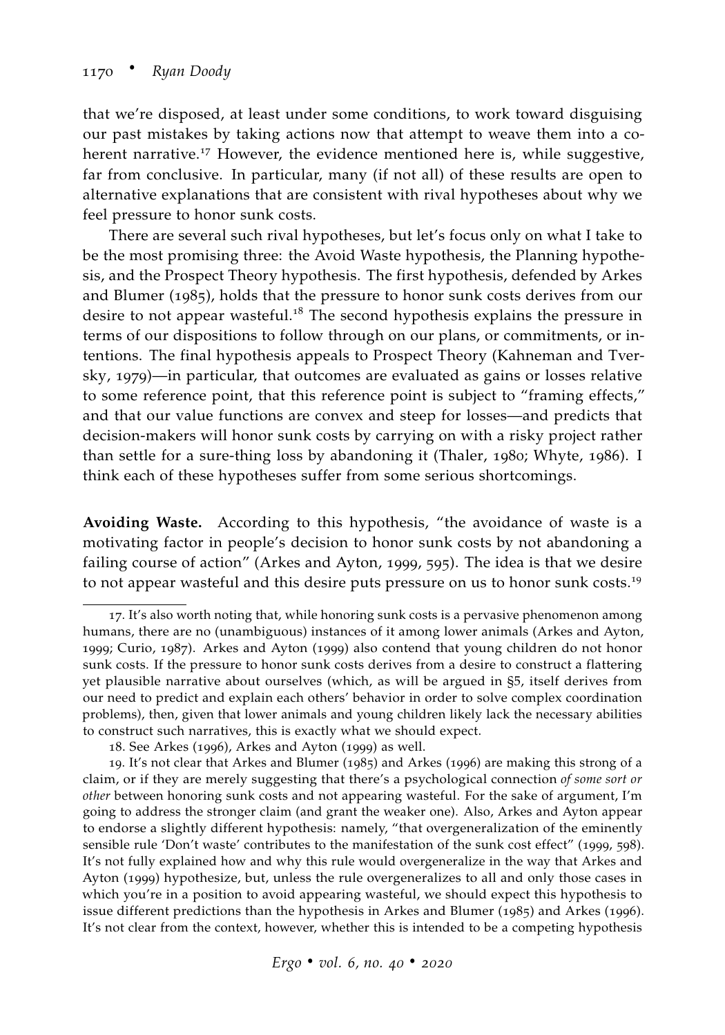that we're disposed, at least under some conditions, to work toward disguising our past mistakes by taking actions now that attempt to weave them into a coherent narrative.[17] However, the evidence mentioned here is, while suggestive, far from conclusive. In particular, many (if not all) of these results are open to alternative explanations that are consistent with rival hypotheses about why we feel pressure to honor sunk costs.

There are several such rival hypotheses, but let's focus only on what I take to be the most promising three: the Avoid Waste hypothesis, the Planning hypothesis, and the Prospect Theory hypothesis. The first hypothesis, defended by Arkes and Blumer (1985), holds that the pressure to honor sunk costs derives from our desire to not appear wasteful.[18] The second hypothesis explains the pressure in terms of our dispositions to follow through on our plans, or commitments, or intentions. The final hypothesis appeals to Prospect Theory (Kahneman and Tversky, 1979)—in particular, that outcomes are evaluated as gains or losses relative to some reference point, that this reference point is subject to "framing effects," and that our value functions are convex and steep for losses—and predicts that decision-makers will honor sunk costs by carrying on with a risky project rather than settle for a sure-thing loss by abandoning it (Thaler, 1980; Whyte, 1986). I think each of these hypotheses suffer from some serious shortcomings.

**Avoiding Waste.** According to this hypothesis, "the avoidance of waste is a motivating factor in people's decision to honor sunk costs by not abandoning a failing course of action" (Arkes and Ayton, 1999, 595). The idea is that we desire to not appear wasteful and this desire puts pressure on us to honor sunk costs.[19]

---

17. It's also worth noting that, while honoring sunk costs is a pervasive phenomenon among humans, there are no (unambiguous) instances of it among lower animals (Arkes and Ayton, 1999; Curio, 1987). Arkes and Ayton (1999) also contend that young children do not honor sunk costs. If the pressure to honor sunk costs derives from a desire to construct a flattering yet plausible narrative about ourselves (which, as will be argued in §5, itself derives from our need to predict and explain each others' behavior in order to solve complex coordination problems), then, given that lower animals and young children likely lack the necessary abilities to construct such narratives, this is exactly what we should expect.

18. See Arkes (1996), Arkes and Ayton (1999) as well.

19. It's not clear that Arkes and Blumer (1985) and Arkes (1996) are making this strong of a claim, or if they are merely suggesting that there's a psychological connection *of some sort or other* between honoring sunk costs and not appearing wasteful. For the sake of argument, I'm going to address the stronger claim (and grant the weaker one). Also, Arkes and Ayton appear to endorse a slightly different hypothesis: namely, "that overgeneralization of the eminently sensible rule 'Don't waste' contributes to the manifestation of the sunk cost effect" (1999, 598). It's not fully explained how and why this rule would overgeneralize in the way that Arkes and Ayton (1999) hypothesize, but, unless the rule overgeneralizes to all and only those cases in which you're in a position to avoid appearing wasteful, we should expect this hypothesis to issue different predictions than the hypothesis in Arkes and Blumer (1985) and Arkes (1996). It's not clear from the context, however, whether this is intended to be a competing hypothesis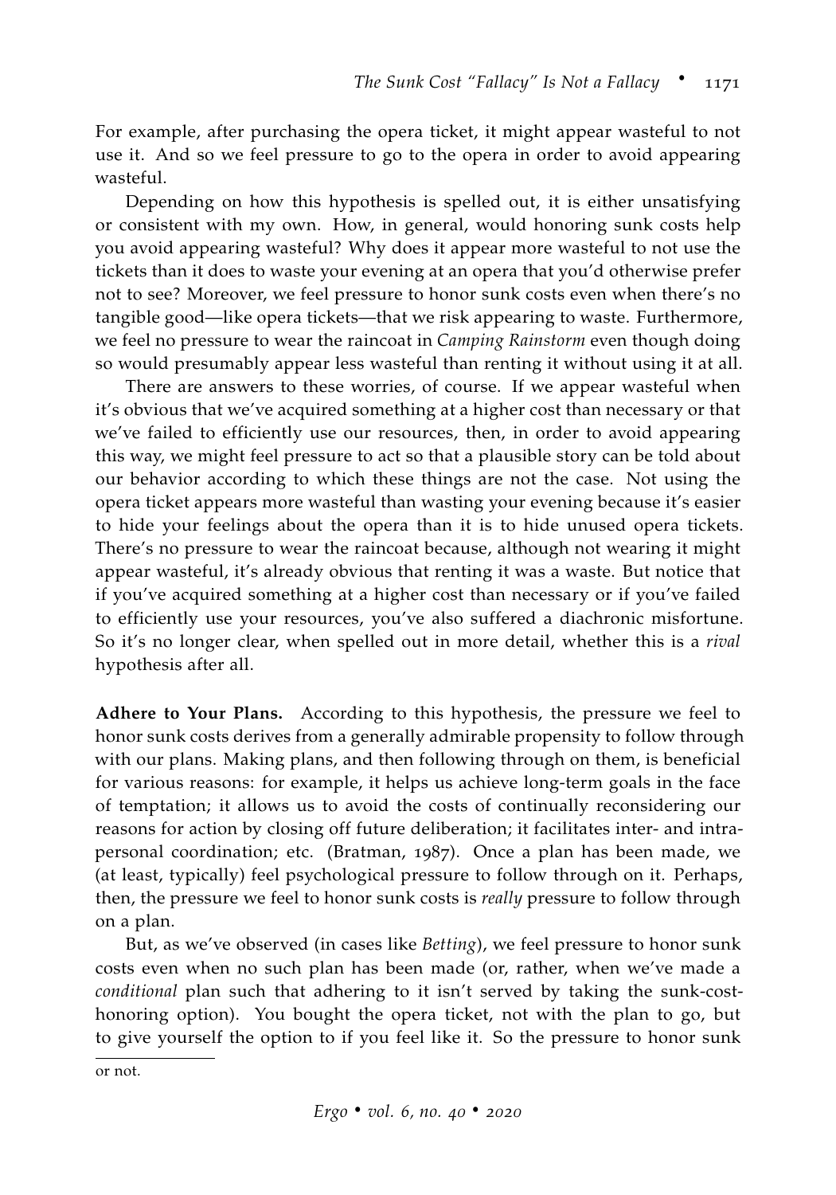For example, after purchasing the opera ticket, it might appear wasteful to not use it. And so we feel pressure to go to the opera in order to avoid appearing wasteful.

Depending on how this hypothesis is spelled out, it is either unsatisfying or consistent with my own. How, in general, would honoring sunk costs help you avoid appearing wasteful? Why does it appear more wasteful to not use the tickets than it does to waste your evening at an opera that you'd otherwise prefer not to see? Moreover, we feel pressure to honor sunk costs even when there's no tangible good—like opera tickets—that we risk appearing to waste. Furthermore, we feel no pressure to wear the raincoat in *Camping Rainstorm* even though doing so would presumably appear less wasteful than renting it without using it at all.

There are answers to these worries, of course. If we appear wasteful when it's obvious that we've acquired something at a higher cost than necessary or that we've failed to efficiently use our resources, then, in order to avoid appearing this way, we might feel pressure to act so that a plausible story can be told about our behavior according to which these things are not the case. Not using the opera ticket appears more wasteful than wasting your evening because it's easier to hide your feelings about the opera than it is to hide unused opera tickets. There's no pressure to wear the raincoat because, although not wearing it might appear wasteful, it's already obvious that renting it was a waste. But notice that if you've acquired something at a higher cost than necessary or if you've failed to efficiently use your resources, you've also suffered a diachronic misfortune. So it's no longer clear, when spelled out in more detail, whether this is a *rival* hypothesis after all.

**Adhere to Your Plans.** According to this hypothesis, the pressure we feel to honor sunk costs derives from a generally admirable propensity to follow through with our plans. Making plans, and then following through on them, is beneficial for various reasons: for example, it helps us achieve long-term goals in the face of temptation; it allows us to avoid the costs of continually reconsidering our reasons for action by closing off future deliberation; it facilitates inter- and intra-personal coordination; etc. (Bratman, 1987). Once a plan has been made, we (at least, typically) feel psychological pressure to follow through on it. Perhaps, then, the pressure we feel to honor sunk costs is *really* pressure to follow through on a plan.

But, as we've observed (in cases like *Betting*), we feel pressure to honor sunk costs even when no such plan has been made (or, rather, when we've made a *conditional* plan such that adhering to it isn't served by taking the sunk-cost-honoring option). You bought the opera ticket, not with the plan to go, but to give yourself the option to if you feel like it. So the pressure to honor sunk

---

or not.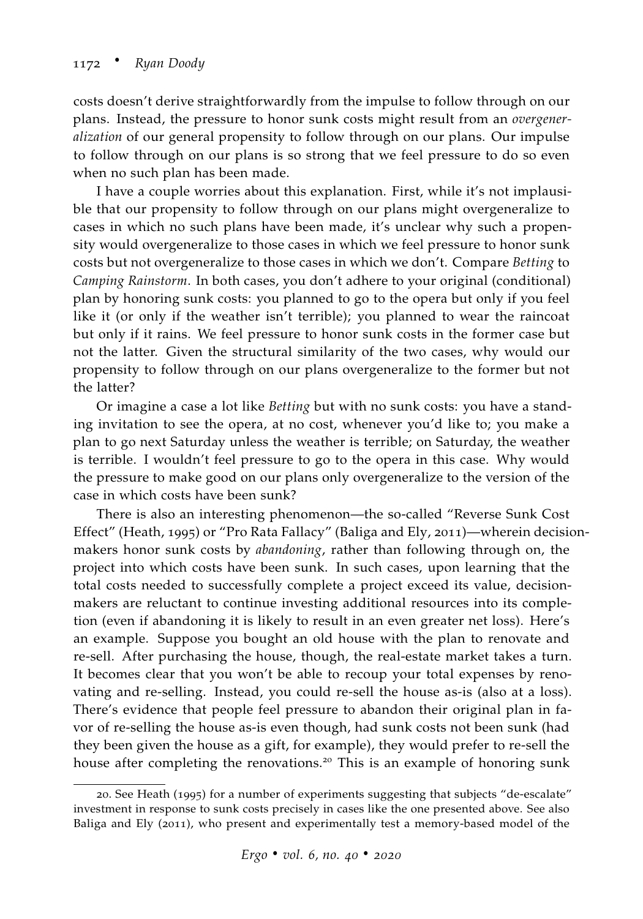costs doesn't derive straightforwardly from the impulse to follow through on our plans. Instead, the pressure to honor sunk costs might result from an *overgeneralization* of our general propensity to follow through on our plans. Our impulse to follow through on our plans is so strong that we feel pressure to do so even when no such plan has been made.

I have a couple worries about this explanation. First, while it's not implausible that our propensity to follow through on our plans might overgeneralize to cases in which no such plans have been made, it's unclear why such a propensity would overgeneralize to those cases in which we feel pressure to honor sunk costs but not overgeneralize to those cases in which we don't. Compare *Betting* to *Camping Rainstorm*. In both cases, you don't adhere to your original (conditional) plan by honoring sunk costs: you planned to go to the opera but only if you feel like it (or only if the weather isn't terrible); you planned to wear the raincoat but only if it rains. We feel pressure to honor sunk costs in the former case but not the latter. Given the structural similarity of the two cases, why would our propensity to follow through on our plans overgeneralize to the former but not the latter?

Or imagine a case a lot like *Betting* but with no sunk costs: you have a standing invitation to see the opera, at no cost, whenever you'd like to; you make a plan to go next Saturday unless the weather is terrible; on Saturday, the weather is terrible. I wouldn't feel pressure to go to the opera in this case. Why would the pressure to make good on our plans only overgeneralize to the version of the case in which costs have been sunk?

There is also an interesting phenomenon—the so-called "Reverse Sunk Cost Effect" (Heath, 1995) or "Pro Rata Fallacy" (Baliga and Ely, 2011)—wherein decision-makers honor sunk costs by *abandoning*, rather than following through on, the project into which costs have been sunk. In such cases, upon learning that the total costs needed to successfully complete a project exceed its value, decision-makers are reluctant to continue investing additional resources into its completion (even if abandoning it is likely to result in an even greater net loss). Here's an example. Suppose you bought an old house with the plan to renovate and re-sell. After purchasing the house, though, the real-estate market takes a turn. It becomes clear that you won't be able to recoup your total expenses by renovating and re-selling. Instead, you could re-sell the house as-is (also at a loss). There's evidence that people feel pressure to abandon their original plan in favor of re-selling the house as-is even though, had sunk costs not been sunk (had they been given the house as a gift, for example), they would prefer to re-sell the house after completing the renovations.[20] This is an example of honoring sunk

20. See Heath (1995) for a number of experiments suggesting that subjects "de-escalate" investment in response to sunk costs precisely in cases like the one presented above. See also Baliga and Ely (2011), who present and experimentally test a memory-based model of the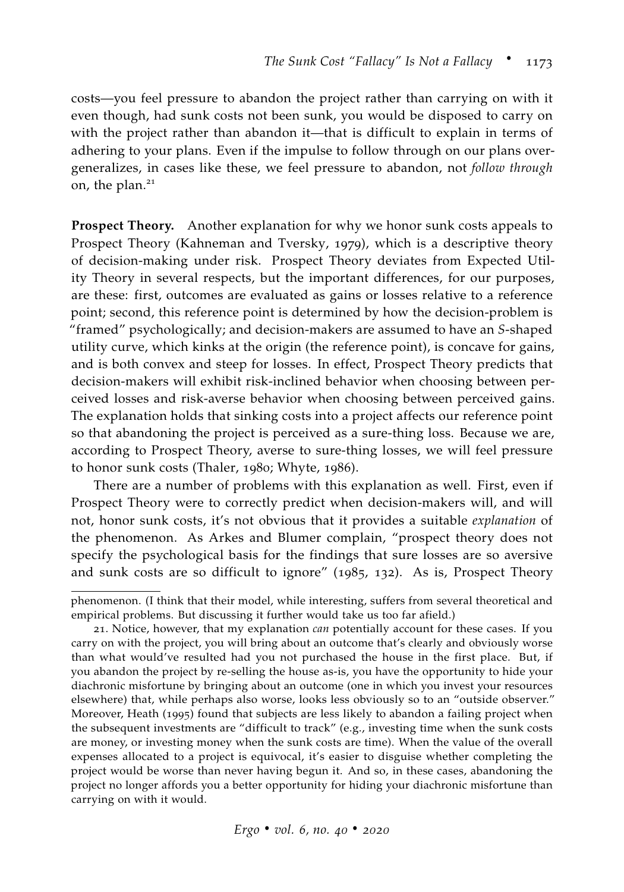costs—you feel pressure to abandon the project rather than carrying on with it even though, had sunk costs not been sunk, you would be disposed to carry on with the project rather than abandon it—that is difficult to explain in terms of adhering to your plans. Even if the impulse to follow through on our plans overgeneralizes, in cases like these, we feel pressure to abandon, not *follow through* on, the plan.[21]

**Prospect Theory.** Another explanation for why we honor sunk costs appeals to Prospect Theory (Kahneman and Tversky, 1979), which is a descriptive theory of decision-making under risk. Prospect Theory deviates from Expected Utility Theory in several respects, but the important differences, for our purposes, are these: first, outcomes are evaluated as gains or losses relative to a reference point; second, this reference point is determined by how the decision-problem is "framed" psychologically; and decision-makers are assumed to have an *S*-shaped utility curve, which kinks at the origin (the reference point), is concave for gains, and is both convex and steep for losses. In effect, Prospect Theory predicts that decision-makers will exhibit risk-inclined behavior when choosing between perceived losses and risk-averse behavior when choosing between perceived gains. The explanation holds that sinking costs into a project affects our reference point so that abandoning the project is perceived as a sure-thing loss. Because we are, according to Prospect Theory, averse to sure-thing losses, we will feel pressure to honor sunk costs (Thaler, 1980; Whyte, 1986).

There are a number of problems with this explanation as well. First, even if Prospect Theory were to correctly predict when decision-makers will, and will not, honor sunk costs, it's not obvious that it provides a suitable *explanation* of the phenomenon. As Arkes and Blumer complain, "prospect theory does not specify the psychological basis for the findings that sure losses are so aversive and sunk costs are so difficult to ignore" (1985, 132). As is, Prospect Theory

phenomenon. (I think that their model, while interesting, suffers from several theoretical and empirical problems. But discussing it further would take us too far afield.)

21. Notice, however, that my explanation *can* potentially account for these cases. If you carry on with the project, you will bring about an outcome that's clearly and obviously worse than what would've resulted had you not purchased the house in the first place. But, if you abandon the project by re-selling the house as-is, you have the opportunity to hide your diachronic misfortune by bringing about an outcome (one in which you invest your resources elsewhere) that, while perhaps also worse, looks less obviously so to an "outside observer." Moreover, Heath (1995) found that subjects are less likely to abandon a failing project when the subsequent investments are "difficult to track" (e.g., investing time when the sunk costs are money, or investing money when the sunk costs are time). When the value of the overall expenses allocated to a project is equivocal, it's easier to disguise whether completing the project would be worse than never having begun it. And so, in these cases, abandoning the project no longer affords you a better opportunity for hiding your diachronic misfortune than carrying on with it would.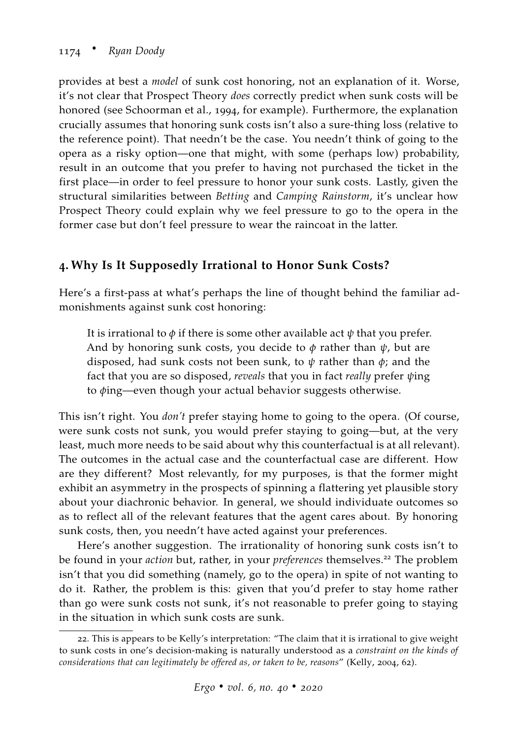provides at best a *model* of sunk cost honoring, not an explanation of it. Worse, it's not clear that Prospect Theory *does* correctly predict when sunk costs will be honored (see Schoorman et al., 1994, for example). Furthermore, the explanation crucially assumes that honoring sunk costs isn't also a sure-thing loss (relative to the reference point). That needn't be the case. You needn't think of going to the opera as a risky option—one that might, with some (perhaps low) probability, result in an outcome that you prefer to having not purchased the ticket in the first place—in order to feel pressure to honor your sunk costs. Lastly, given the structural similarities between *Betting* and *Camping Rainstorm*, it's unclear how Prospect Theory could explain why we feel pressure to go to the opera in the former case but don't feel pressure to wear the raincoat in the latter.

## 4. Why Is It Supposedly Irrational to Honor Sunk Costs?

Here's a first-pass at what's perhaps the line of thought behind the familiar admonishments against sunk cost honoring:

> It is irrational to $\phi$ if there is some other available act $\psi$ that you prefer. And by honoring sunk costs, you decide to $\phi$ rather than $\psi$, but are disposed, had sunk costs not been sunk, to $\psi$ rather than $\phi$; and the fact that you are so disposed, *reveals* that you in fact *really* prefer $\psi$ing to $\phi$ing—even though your actual behavior suggests otherwise.

This isn't right. You *don't* prefer staying home to going to the opera. (Of course, were sunk costs not sunk, you would prefer staying to going—but, at the very least, much more needs to be said about why this counterfactual is at all relevant). The outcomes in the actual case and the counterfactual case are different. How are they different? Most relevantly, for my purposes, is that the former might exhibit an asymmetry in the prospects of spinning a flattering yet plausible story about your diachronic behavior. In general, we should individuate outcomes so as to reflect all of the relevant features that the agent cares about. By honoring sunk costs, then, you needn't have acted against your preferences.

Here's another suggestion. The irrationality of honoring sunk costs isn't to be found in your *action* but, rather, in your *preferences* themselves.[22] The problem isn't that you did something (namely, go to the opera) in spite of not wanting to do it. Rather, the problem is this: given that you'd prefer to stay home rather than go were sunk costs not sunk, it's not reasonable to prefer going to staying in the situation in which sunk costs are sunk.

22. This is appears to be Kelly's interpretation: "The claim that it is irrational to give weight to sunk costs in one's decision-making is naturally understood as a *constraint on the kinds of considerations that can legitimately be offered as, or taken to be, reasons*" (Kelly, 2004, 62).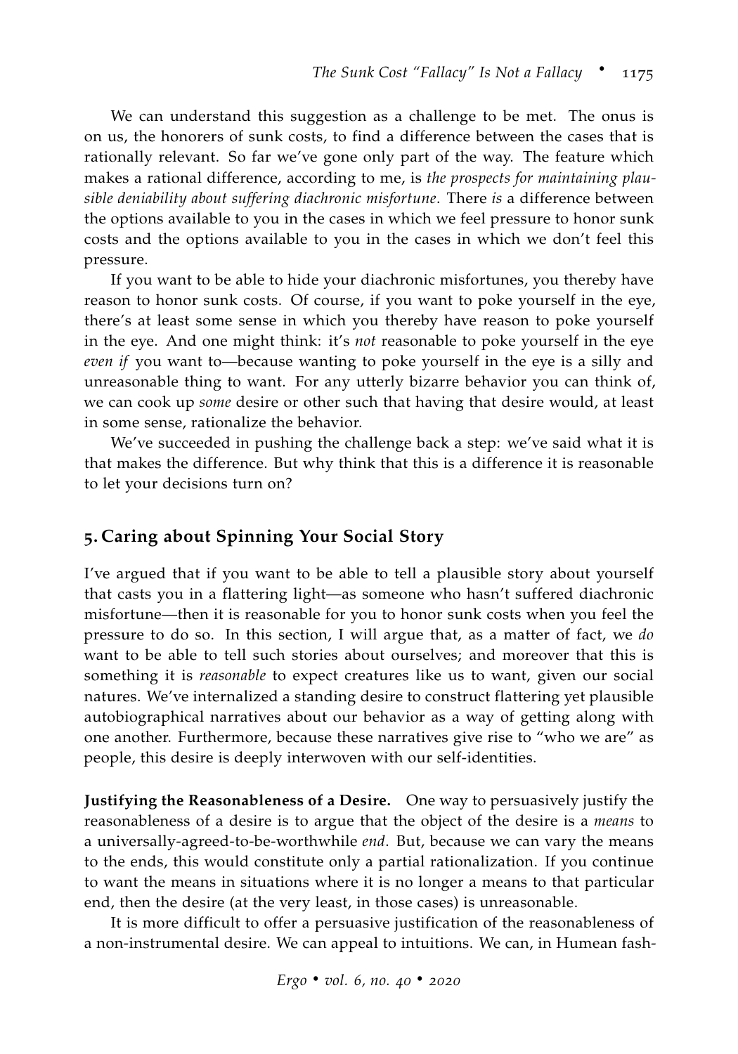We can understand this suggestion as a challenge to be met. The onus is on us, the honorers of sunk costs, to find a difference between the cases that is rationally relevant. So far we've gone only part of the way. The feature which makes a rational difference, according to me, is *the prospects for maintaining plausible deniability about suffering diachronic misfortune*. There *is* a difference between the options available to you in the cases in which we feel pressure to honor sunk costs and the options available to you in the cases in which we don't feel this pressure.

If you want to be able to hide your diachronic misfortunes, you thereby have reason to honor sunk costs. Of course, if you want to poke yourself in the eye, there's at least some sense in which you thereby have reason to poke yourself in the eye. And one might think: it's *not* reasonable to poke yourself in the eye *even if* you want to—because wanting to poke yourself in the eye is a silly and unreasonable thing to want. For any utterly bizarre behavior you can think of, we can cook up *some* desire or other such that having that desire would, at least in some sense, rationalize the behavior.

We've succeeded in pushing the challenge back a step: we've said what it is that makes the difference. But why think that this is a difference it is reasonable to let your decisions turn on?

## 5. Caring about Spinning Your Social Story

I've argued that if you want to be able to tell a plausible story about yourself that casts you in a flattering light—as someone who hasn't suffered diachronic misfortune—then it is reasonable for you to honor sunk costs when you feel the pressure to do so. In this section, I will argue that, as a matter of fact, we *do* want to be able to tell such stories about ourselves; and moreover that this is something it is *reasonable* to expect creatures like us to want, given our social natures. We've internalized a standing desire to construct flattering yet plausible autobiographical narratives about our behavior as a way of getting along with one another. Furthermore, because these narratives give rise to "who we are" as people, this desire is deeply interwoven with our self-identities.

**Justifying the Reasonableness of a Desire.** One way to persuasively justify the reasonableness of a desire is to argue that the object of the desire is a *means* to a universally-agreed-to-be-worthwhile *end*. But, because we can vary the means to the ends, this would constitute only a partial rationalization. If you continue to want the means in situations where it is no longer a means to that particular end, then the desire (at the very least, in those cases) is unreasonable.

It is more difficult to offer a persuasive justification of the reasonableness of a non-instrumental desire. We can appeal to intuitions. We can, in Humean fash-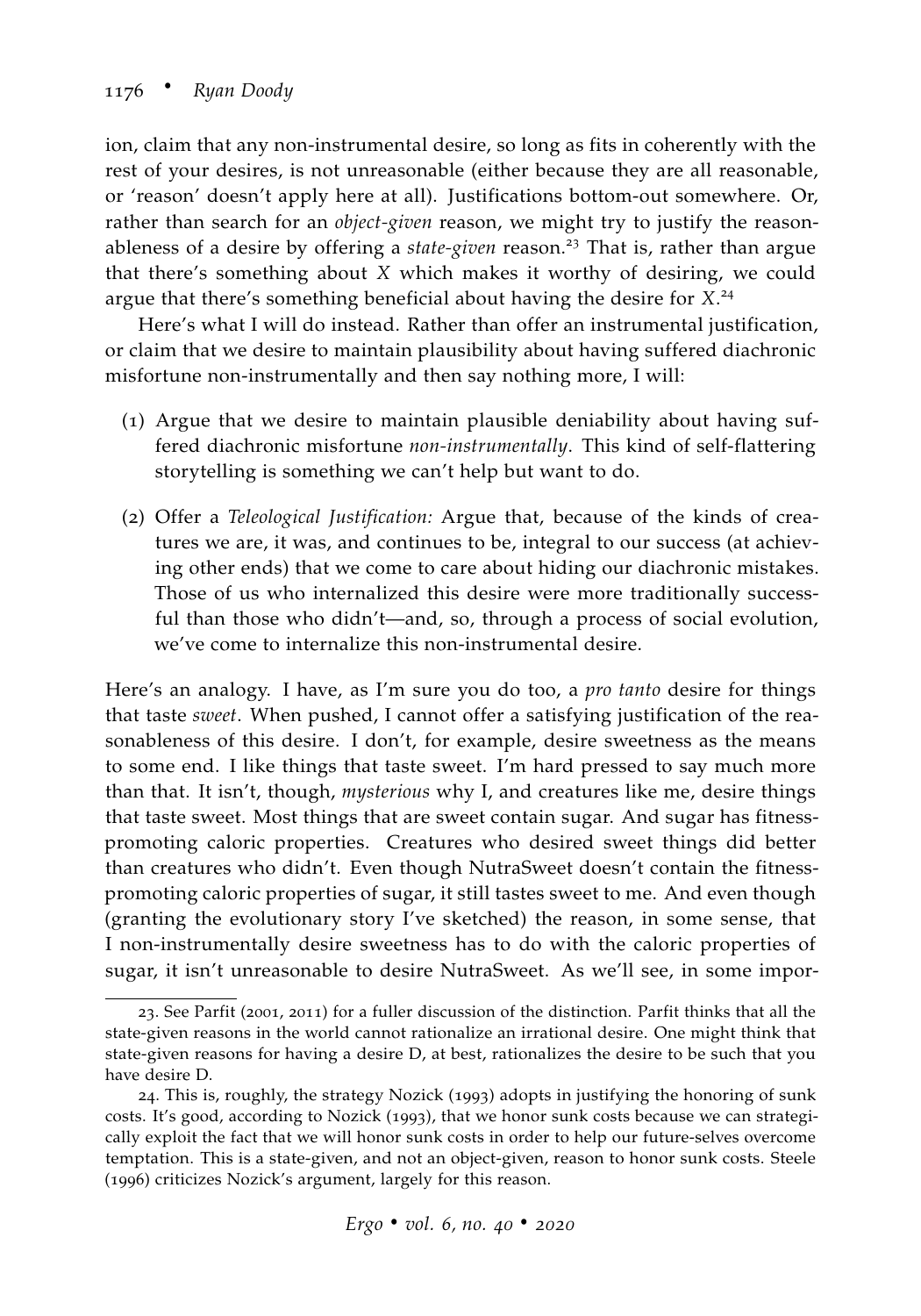ion, claim that any non-instrumental desire, so long as fits in coherently with the rest of your desires, is not unreasonable (either because they are all reasonable, or 'reason' doesn't apply here at all). Justifications bottom-out somewhere. Or, rather than search for an *object-given* reason, we might try to justify the reasonableness of a desire by offering a *state-given* reason.[23] That is, rather than argue that there's something about $X$ which makes it worthy of desiring, we could argue that there's something beneficial about having the desire for $X$.[24]

Here's what I will do instead. Rather than offer an instrumental justification, or claim that we desire to maintain plausibility about having suffered diachronic misfortune non-instrumentally and then say nothing more, I will:

(1) Argue that we desire to maintain plausible deniability about having suffered diachronic misfortune *non-instrumentally*. This kind of self-flattering storytelling is something we can't help but want to do.

(2) Offer a *Teleological Justification:* Argue that, because of the kinds of creatures we are, it was, and continues to be, integral to our success (at achieving other ends) that we come to care about hiding our diachronic mistakes. Those of us who internalized this desire were more traditionally successful than those who didn't—and, so, through a process of social evolution, we've come to internalize this non-instrumental desire.

Here's an analogy. I have, as I'm sure you do too, a *pro tanto* desire for things that taste *sweet*. When pushed, I cannot offer a satisfying justification of the reasonableness of this desire. I don't, for example, desire sweetness as the means to some end. I like things that taste sweet. I'm hard pressed to say much more than that. It isn't, though, *mysterious* why I, and creatures like me, desire things that taste sweet. Most things that are sweet contain sugar. And sugar has fitness-promoting caloric properties. Creatures who desired sweet things did better than creatures who didn't. Even though NutraSweet doesn't contain the fitness-promoting caloric properties of sugar, it still tastes sweet to me. And even though (granting the evolutionary story I've sketched) the reason, in some sense, that I non-instrumentally desire sweetness has to do with the caloric properties of sugar, it isn't unreasonable to desire NutraSweet. As we'll see, in some impor-

23. See Parfit (2001, 2011) for a fuller discussion of the distinction. Parfit thinks that all the state-given reasons in the world cannot rationalize an irrational desire. One might think that state-given reasons for having a desire D, at best, rationalizes the desire to be such that you have desire D.

24. This is, roughly, the strategy Nozick (1993) adopts in justifying the honoring of sunk costs. It's good, according to Nozick (1993), that we honor sunk costs because we can strategically exploit the fact that we will honor sunk costs in order to help our future-selves overcome temptation. This is a state-given, and not an object-given, reason to honor sunk costs. Steele (1996) criticizes Nozick's argument, largely for this reason.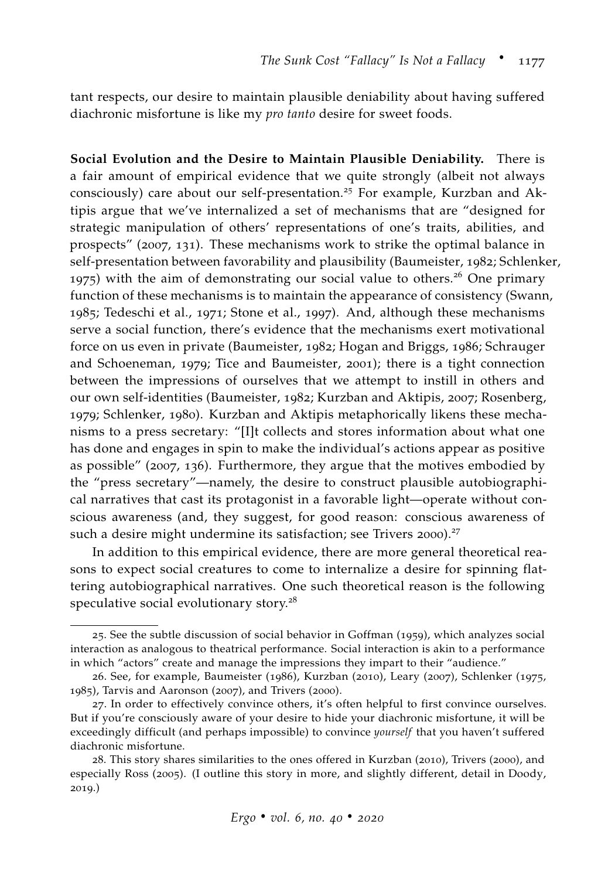tant respects, our desire to maintain plausible deniability about having suffered diachronic misfortune is like my *pro tanto* desire for sweet foods.

**Social Evolution and the Desire to Maintain Plausible Deniability.** There is a fair amount of empirical evidence that we quite strongly (albeit not always consciously) care about our self-presentation.[25] For example, Kurzban and Aktipis argue that we've internalized a set of mechanisms that are "designed for strategic manipulation of others' representations of one's traits, abilities, and prospects" (2007, 131). These mechanisms work to strike the optimal balance in self-presentation between favorability and plausibility (Baumeister, 1982; Schlenker, 1975) with the aim of demonstrating our social value to others.[26] One primary function of these mechanisms is to maintain the appearance of consistency (Swann, 1985; Tedeschi et al., 1971; Stone et al., 1997). And, although these mechanisms serve a social function, there's evidence that the mechanisms exert motivational force on us even in private (Baumeister, 1982; Hogan and Briggs, 1986; Schrauger and Schoeneman, 1979; Tice and Baumeister, 2001); there is a tight connection between the impressions of ourselves that we attempt to instill in others and our own self-identities (Baumeister, 1982; Kurzban and Aktipis, 2007; Rosenberg, 1979; Schlenker, 1980). Kurzban and Aktipis metaphorically likens these mechanisms to a press secretary: "[I]t collects and stores information about what one has done and engages in spin to make the individual's actions appear as positive as possible" (2007, 136). Furthermore, they argue that the motives embodied by the "press secretary"—namely, the desire to construct plausible autobiographical narratives that cast its protagonist in a favorable light—operate without conscious awareness (and, they suggest, for good reason: conscious awareness of such a desire might undermine its satisfaction; see Trivers 2000).[27]

In addition to this empirical evidence, there are more general theoretical reasons to expect social creatures to come to internalize a desire for spinning flattering autobiographical narratives. One such theoretical reason is the following speculative social evolutionary story.[28]

---

25. See the subtle discussion of social behavior in Goffman (1959), which analyzes social interaction as analogous to theatrical performance. Social interaction is akin to a performance in which "actors" create and manage the impressions they impart to their "audience."

26. See, for example, Baumeister (1986), Kurzban (2010), Leary (2007), Schlenker (1975, 1985), Tarvis and Aaronson (2007), and Trivers (2000).

27. In order to effectively convince others, it's often helpful to first convince ourselves. But if you're consciously aware of your desire to hide your diachronic misfortune, it will be exceedingly difficult (and perhaps impossible) to convince *yourself* that you haven't suffered diachronic misfortune.

28. This story shares similarities to the ones offered in Kurzban (2010), Trivers (2000), and especially Ross (2005). (I outline this story in more, and slightly different, detail in Doody, 2019.)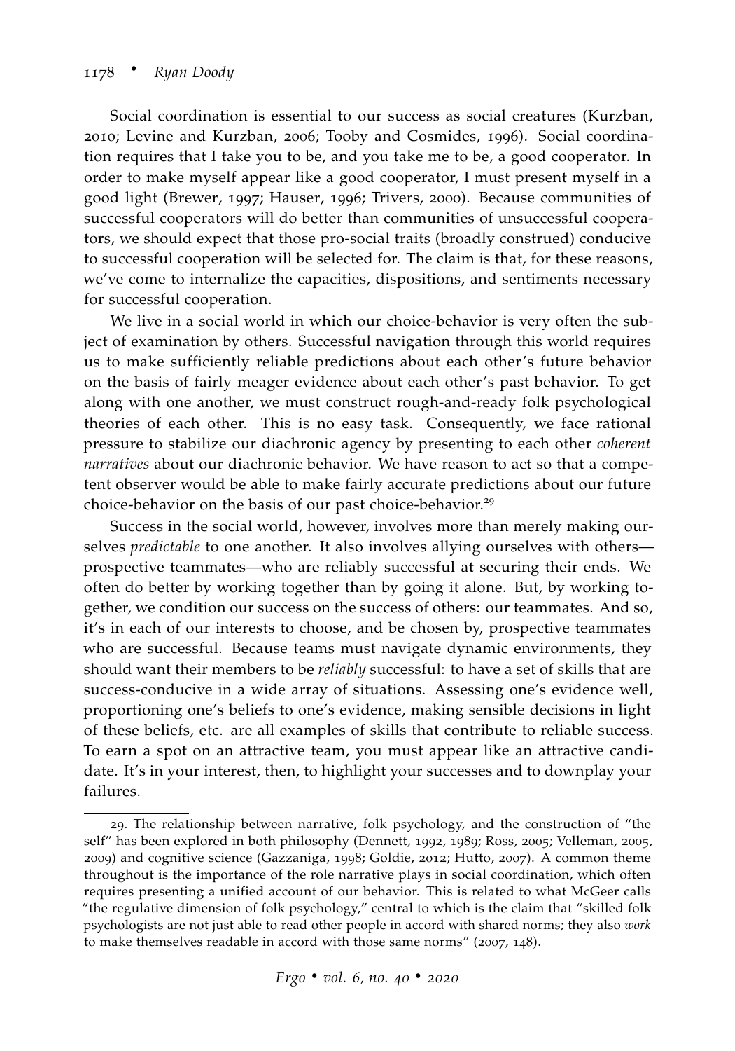Social coordination is essential to our success as social creatures (Kurzban, 2010; Levine and Kurzban, 2006; Tooby and Cosmides, 1996). Social coordination requires that I take you to be, and you take me to be, a good cooperator. In order to make myself appear like a good cooperator, I must present myself in a good light (Brewer, 1997; Hauser, 1996; Trivers, 2000). Because communities of successful cooperators will do better than communities of unsuccessful cooperators, we should expect that those pro-social traits (broadly construed) conducive to successful cooperation will be selected for. The claim is that, for these reasons, we've come to internalize the capacities, dispositions, and sentiments necessary for successful cooperation.

We live in a social world in which our choice-behavior is very often the subject of examination by others. Successful navigation through this world requires us to make sufficiently reliable predictions about each other's future behavior on the basis of fairly meager evidence about each other's past behavior. To get along with one another, we must construct rough-and-ready folk psychological theories of each other. This is no easy task. Consequently, we face rational pressure to stabilize our diachronic agency by presenting to each other *coherent narratives* about our diachronic behavior. We have reason to act so that a competent observer would be able to make fairly accurate predictions about our future choice-behavior on the basis of our past choice-behavior.[29]

Success in the social world, however, involves more than merely making ourselves *predictable* to one another. It also involves allying ourselves with others—prospective teammates—who are reliably successful at securing their ends. We often do better by working together than by going it alone. But, by working together, we condition our success on the success of others: our teammates. And so, it's in each of our interests to choose, and be chosen by, prospective teammates who are successful. Because teams must navigate dynamic environments, they should want their members to be *reliably* successful: to have a set of skills that are success-conducive in a wide array of situations. Assessing one's evidence well, proportioning one's beliefs to one's evidence, making sensible decisions in light of these beliefs, etc. are all examples of skills that contribute to reliable success. To earn a spot on an attractive team, you must appear like an attractive candidate. It's in your interest, then, to highlight your successes and to downplay your failures.

29. The relationship between narrative, folk psychology, and the construction of "the self" has been explored in both philosophy (Dennett, 1992, 1989; Ross, 2005; Velleman, 2005, 2009) and cognitive science (Gazzaniga, 1998; Goldie, 2012; Hutto, 2007). A common theme throughout is the importance of the role narrative plays in social coordination, which often requires presenting a unified account of our behavior. This is related to what McGeer calls "the regulative dimension of folk psychology," central to which is the claim that "skilled folk psychologists are not just able to read other people in accord with shared norms; they also *work* to make themselves readable in accord with those same norms" (2007, 148).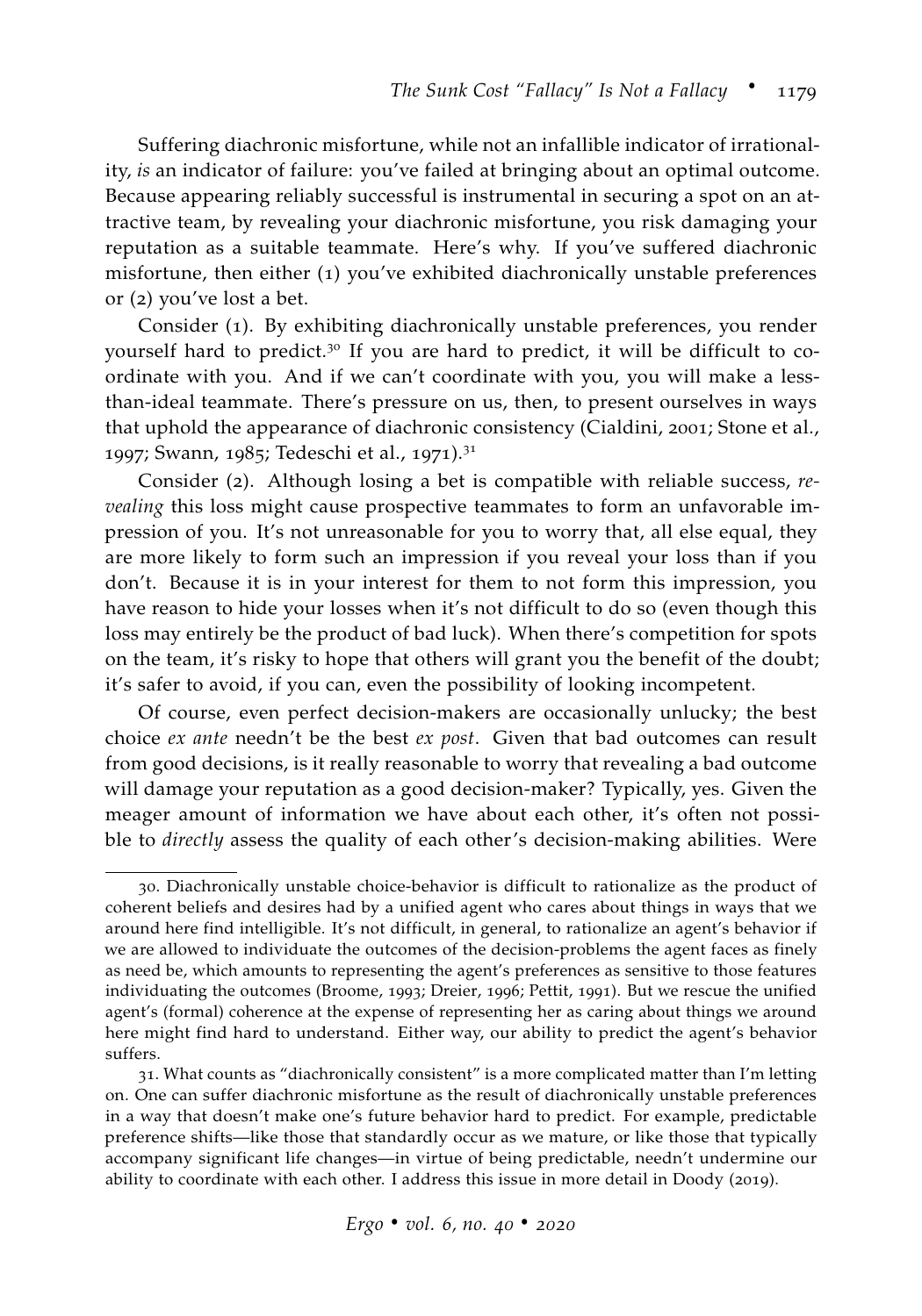Suffering diachronic misfortune, while not an infallible indicator of irrationality, *is* an indicator of failure: you've failed at bringing about an optimal outcome. Because appearing reliably successful is instrumental in securing a spot on an attractive team, by revealing your diachronic misfortune, you risk damaging your reputation as a suitable teammate. Here's why. If you've suffered diachronic misfortune, then either (1) you've exhibited diachronically unstable preferences or (2) you've lost a bet.

Consider (1). By exhibiting diachronically unstable preferences, you render yourself hard to predict.[30] If you are hard to predict, it will be difficult to coordinate with you. And if we can't coordinate with you, you will make a less-than-ideal teammate. There's pressure on us, then, to present ourselves in ways that uphold the appearance of diachronic consistency (Cialdini, 2001; Stone et al., 1997; Swann, 1985; Tedeschi et al., 1971).[31]

Consider (2). Although losing a bet is compatible with reliable success, *revealing* this loss might cause prospective teammates to form an unfavorable impression of you. It's not unreasonable for you to worry that, all else equal, they are more likely to form such an impression if you reveal your loss than if you don't. Because it is in your interest for them to not form this impression, you have reason to hide your losses when it's not difficult to do so (even though this loss may entirely be the product of bad luck). When there's competition for spots on the team, it's risky to hope that others will grant you the benefit of the doubt; it's safer to avoid, if you can, even the possibility of looking incompetent.

Of course, even perfect decision-makers are occasionally unlucky; the best choice *ex ante* needn't be the best *ex post*. Given that bad outcomes can result from good decisions, is it really reasonable to worry that revealing a bad outcome will damage your reputation as a good decision-maker? Typically, yes. Given the meager amount of information we have about each other, it's often not possible to *directly* assess the quality of each other's decision-making abilities. Were

---

30. Diachronically unstable choice-behavior is difficult to rationalize as the product of coherent beliefs and desires had by a unified agent who cares about things in ways that we around here find intelligible. It's not difficult, in general, to rationalize an agent's behavior if we are allowed to individuate the outcomes of the decision-problems the agent faces as finely as need be, which amounts to representing the agent's preferences as sensitive to those features individuating the outcomes (Broome, 1993; Dreier, 1996; Pettit, 1991). But we rescue the unified agent's (formal) coherence at the expense of representing her as caring about things we around here might find hard to understand. Either way, our ability to predict the agent's behavior suffers.

31. What counts as "diachronically consistent" is a more complicated matter than I'm letting on. One can suffer diachronic misfortune as the result of diachronically unstable preferences in a way that doesn't make one's future behavior hard to predict. For example, predictable preference shifts—like those that standardly occur as we mature, or like those that typically accompany significant life changes—in virtue of being predictable, needn't undermine our ability to coordinate with each other. I address this issue in more detail in Doody (2019).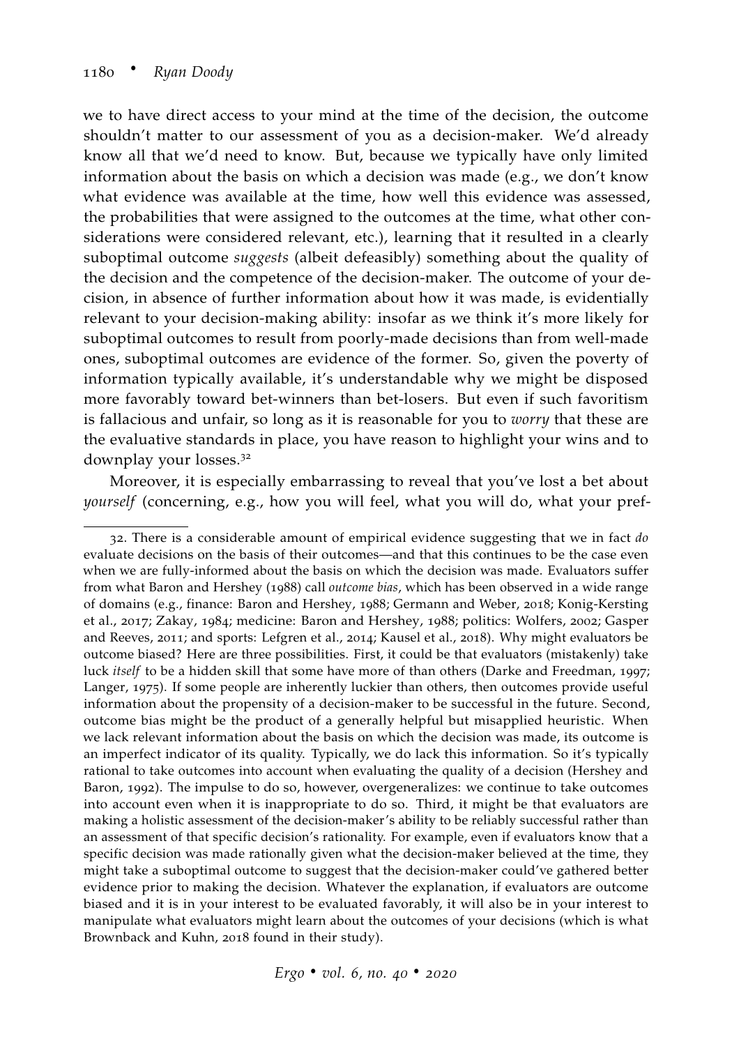we to have direct access to your mind at the time of the decision, the outcome shouldn't matter to our assessment of you as a decision-maker. We'd already know all that we'd need to know. But, because we typically have only limited information about the basis on which a decision was made (e.g., we don't know what evidence was available at the time, how well this evidence was assessed, the probabilities that were assigned to the outcomes at the time, what other considerations were considered relevant, etc.), learning that it resulted in a clearly suboptimal outcome *suggests* (albeit defeasibly) something about the quality of the decision and the competence of the decision-maker. The outcome of your decision, in absence of further information about how it was made, is evidentially relevant to your decision-making ability: insofar as we think it's more likely for suboptimal outcomes to result from poorly-made decisions than from well-made ones, suboptimal outcomes are evidence of the former. So, given the poverty of information typically available, it's understandable why we might be disposed more favorably toward bet-winners than bet-losers. But even if such favoritism is fallacious and unfair, so long as it is reasonable for you to *worry* that these are the evaluative standards in place, you have reason to highlight your wins and to downplay your losses.[32]

Moreover, it is especially embarrassing to reveal that you've lost a bet about *yourself* (concerning, e.g., how you will feel, what you will do, what your pref-

---

32. There is a considerable amount of empirical evidence suggesting that we in fact *do* evaluate decisions on the basis of their outcomes—and that this continues to be the case even when we are fully-informed about the basis on which the decision was made. Evaluators suffer from what Baron and Hershey (1988) call *outcome bias*, which has been observed in a wide range of domains (e.g., finance: Baron and Hershey, 1988; Germann and Weber, 2018; Konig-Kersting et al., 2017; Zakay, 1984; medicine: Baron and Hershey, 1988; politics: Wolfers, 2002; Gasper and Reeves, 2011; and sports: Lefgren et al., 2014; Kausel et al., 2018). Why might evaluators be outcome biased? Here are three possibilities. First, it could be that evaluators (mistakenly) take luck *itself* to be a hidden skill that some have more of than others (Darke and Freedman, 1997; Langer, 1975). If some people are inherently luckier than others, then outcomes provide useful information about the propensity of a decision-maker to be successful in the future. Second, outcome bias might be the product of a generally helpful but misapplied heuristic. When we lack relevant information about the basis on which the decision was made, its outcome is an imperfect indicator of its quality. Typically, we do lack this information. So it's typically rational to take outcomes into account when evaluating the quality of a decision (Hershey and Baron, 1992). The impulse to do so, however, overgeneralizes: we continue to take outcomes into account even when it is inappropriate to do so. Third, it might be that evaluators are making a holistic assessment of the decision-maker's ability to be reliably successful rather than an assessment of that specific decision's rationality. For example, even if evaluators know that a specific decision was made rationally given what the decision-maker believed at the time, they might take a suboptimal outcome to suggest that the decision-maker could've gathered better evidence prior to making the decision. Whatever the explanation, if evaluators are outcome biased and it is in your interest to be evaluated favorably, it will also be in your interest to manipulate what evaluators might learn about the outcomes of your decisions (which is what Brownback and Kuhn, 2018 found in their study).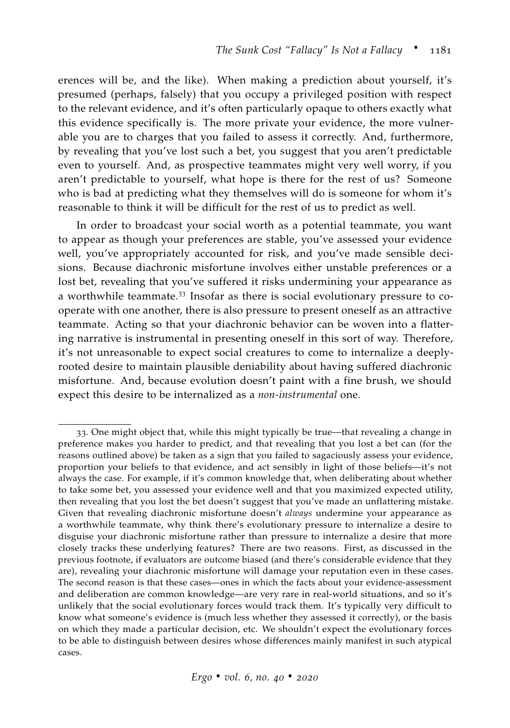erences will be, and the like). When making a prediction about yourself, it's presumed (perhaps, falsely) that you occupy a privileged position with respect to the relevant evidence, and it's often particularly opaque to others exactly what this evidence specifically is. The more private your evidence, the more vulnerable you are to charges that you failed to assess it correctly. And, furthermore, by revealing that you've lost such a bet, you suggest that you aren't predictable even to yourself. And, as prospective teammates might very well worry, if you aren't predictable to yourself, what hope is there for the rest of us? Someone who is bad at predicting what they themselves will do is someone for whom it's reasonable to think it will be difficult for the rest of us to predict as well.

In order to broadcast your social worth as a potential teammate, you want to appear as though your preferences are stable, you've assessed your evidence well, you've appropriately accounted for risk, and you've made sensible decisions. Because diachronic misfortune involves either unstable preferences or a lost bet, revealing that you've suffered it risks undermining your appearance as a worthwhile teammate.[33] Insofar as there is social evolutionary pressure to cooperate with one another, there is also pressure to present oneself as an attractive teammate. Acting so that your diachronic behavior can be woven into a flattering narrative is instrumental in presenting oneself in this sort of way. Therefore, it's not unreasonable to expect social creatures to come to internalize a deeply-rooted desire to maintain plausible deniability about having suffered diachronic misfortune. And, because evolution doesn't paint with a fine brush, we should expect this desire to be internalized as a *non-instrumental* one.

---

33. One might object that, while this might typically be true—that revealing a change in preference makes you harder to predict, and that revealing that you lost a bet can (for the reasons outlined above) be taken as a sign that you failed to sagaciously assess your evidence, proportion your beliefs to that evidence, and act sensibly in light of those beliefs—it's not always the case. For example, if it's common knowledge that, when deliberating about whether to take some bet, you assessed your evidence well and that you maximized expected utility, then revealing that you lost the bet doesn't suggest that you've made an unflattering mistake. Given that revealing diachronic misfortune doesn't *always* undermine your appearance as a worthwhile teammate, why think there's evolutionary pressure to internalize a desire to disguise your diachronic misfortune rather than pressure to internalize a desire that more closely tracks these underlying features? There are two reasons. First, as discussed in the previous footnote, if evaluators are outcome biased (and there's considerable evidence that they are), revealing your diachronic misfortune will damage your reputation even in these cases. The second reason is that these cases—ones in which the facts about your evidence-assessment and deliberation are common knowledge—are very rare in real-world situations, and so it's unlikely that the social evolutionary forces would track them. It's typically very difficult to know what someone's evidence is (much less whether they assessed it correctly), or the basis on which they made a particular decision, etc. We shouldn't expect the evolutionary forces to be able to distinguish between desires whose differences mainly manifest in such atypical cases.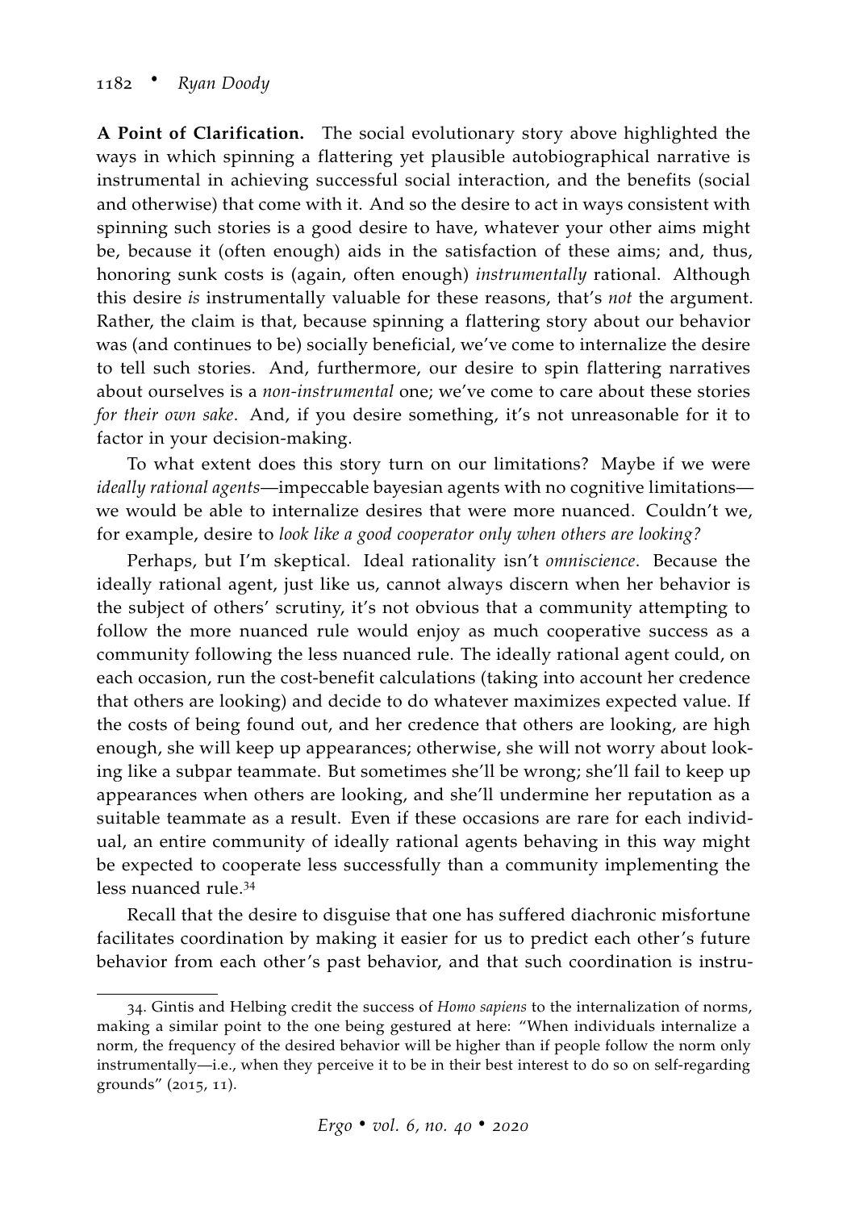**A Point of Clarification.** The social evolutionary story above highlighted the ways in which spinning a flattering yet plausible autobiographical narrative is instrumental in achieving successful social interaction, and the benefits (social and otherwise) that come with it. And so the desire to act in ways consistent with spinning such stories is a good desire to have, whatever your other aims might be, because it (often enough) aids in the satisfaction of these aims; and, thus, honoring sunk costs is (again, often enough) *instrumentally* rational. Although this desire *is* instrumentally valuable for these reasons, that's *not* the argument. Rather, the claim is that, because spinning a flattering story about our behavior was (and continues to be) socially beneficial, we've come to internalize the desire to tell such stories. And, furthermore, our desire to spin flattering narratives about ourselves is a *non-instrumental* one; we've come to care about these stories *for their own sake*. And, if you desire something, it's not unreasonable for it to factor in your decision-making.

To what extent does this story turn on our limitations? Maybe if we were *ideally rational agents*—impeccable bayesian agents with no cognitive limitations—we would be able to internalize desires that were more nuanced. Couldn't we, for example, desire to *look like a good cooperator only when others are looking?*

Perhaps, but I'm skeptical. Ideal rationality isn't *omniscience*. Because the ideally rational agent, just like us, cannot always discern when her behavior is the subject of others' scrutiny, it's not obvious that a community attempting to follow the more nuanced rule would enjoy as much cooperative success as a community following the less nuanced rule. The ideally rational agent could, on each occasion, run the cost-benefit calculations (taking into account her credence that others are looking) and decide to do whatever maximizes expected value. If the costs of being found out, and her credence that others are looking, are high enough, she will keep up appearances; otherwise, she will not worry about looking like a subpar teammate. But sometimes she'll be wrong; she'll fail to keep up appearances when others are looking, and she'll undermine her reputation as a suitable teammate as a result. Even if these occasions are rare for each individual, an entire community of ideally rational agents behaving in this way might be expected to cooperate less successfully than a community implementing the less nuanced rule.[34]

Recall that the desire to disguise that one has suffered diachronic misfortune facilitates coordination by making it easier for us to predict each other's future behavior from each other's past behavior, and that such coordination is instru-

34. Gintis and Helbing credit the success of *Homo sapiens* to the internalization of norms, making a similar point to the one being gestured at here: "When individuals internalize a norm, the frequency of the desired behavior will be higher than if people follow the norm only instrumentally—i.e., when they perceive it to be in their best interest to do so on self-regarding grounds" (2015, 11).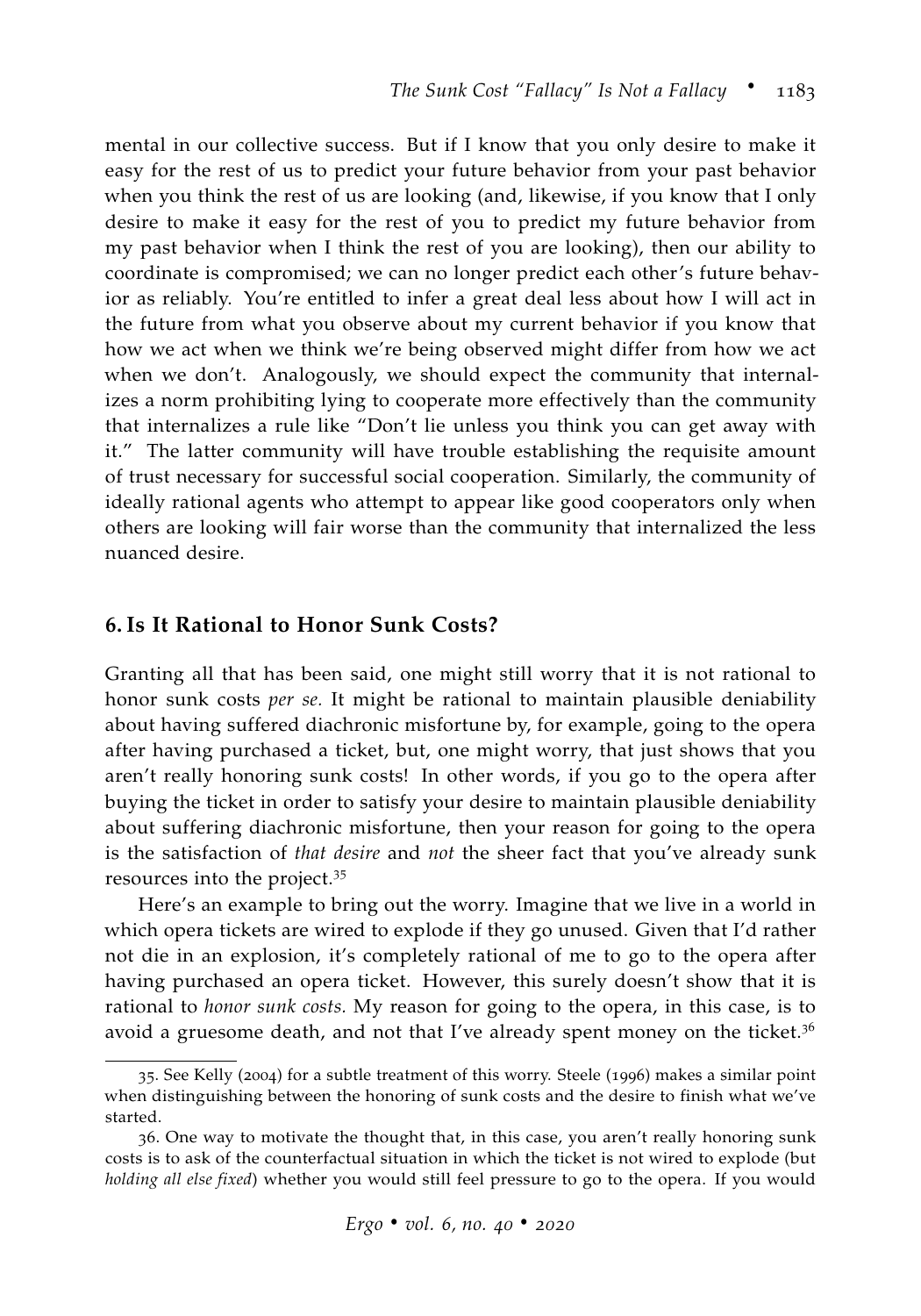mental in our collective success. But if I know that you only desire to make it easy for the rest of us to predict your future behavior from your past behavior when you think the rest of us are looking (and, likewise, if you know that I only desire to make it easy for the rest of you to predict my future behavior from my past behavior when I think the rest of you are looking), then our ability to coordinate is compromised; we can no longer predict each other's future behavior as reliably. You're entitled to infer a great deal less about how I will act in the future from what you observe about my current behavior if you know that how we act when we think we're being observed might differ from how we act when we don't. Analogously, we should expect the community that internalizes a norm prohibiting lying to cooperate more effectively than the community that internalizes a rule like "Don't lie unless you think you can get away with it." The latter community will have trouble establishing the requisite amount of trust necessary for successful social cooperation. Similarly, the community of ideally rational agents who attempt to appear like good cooperators only when others are looking will fair worse than the community that internalized the less nuanced desire.

## 6. Is It Rational to Honor Sunk Costs?

Granting all that has been said, one might still worry that it is not rational to honor sunk costs *per se.* It might be rational to maintain plausible deniability about having suffered diachronic misfortune by, for example, going to the opera after having purchased a ticket, but, one might worry, that just shows that you aren't really honoring sunk costs! In other words, if you go to the opera after buying the ticket in order to satisfy your desire to maintain plausible deniability about suffering diachronic misfortune, then your reason for going to the opera is the satisfaction of *that desire* and *not* the sheer fact that you've already sunk resources into the project.[35]

Here's an example to bring out the worry. Imagine that we live in a world in which opera tickets are wired to explode if they go unused. Given that I'd rather not die in an explosion, it's completely rational of me to go to the opera after having purchased an opera ticket. However, this surely doesn't show that it is rational to *honor sunk costs.* My reason for going to the opera, in this case, is to avoid a gruesome death, and not that I've already spent money on the ticket.[36]

35. See Kelly (2004) for a subtle treatment of this worry. Steele (1996) makes a similar point when distinguishing between the honoring of sunk costs and the desire to finish what we've started.

36. One way to motivate the thought that, in this case, you aren't really honoring sunk costs is to ask of the counterfactual situation in which the ticket is not wired to explode (but *holding all else fixed*) whether you would still feel pressure to go to the opera. If you would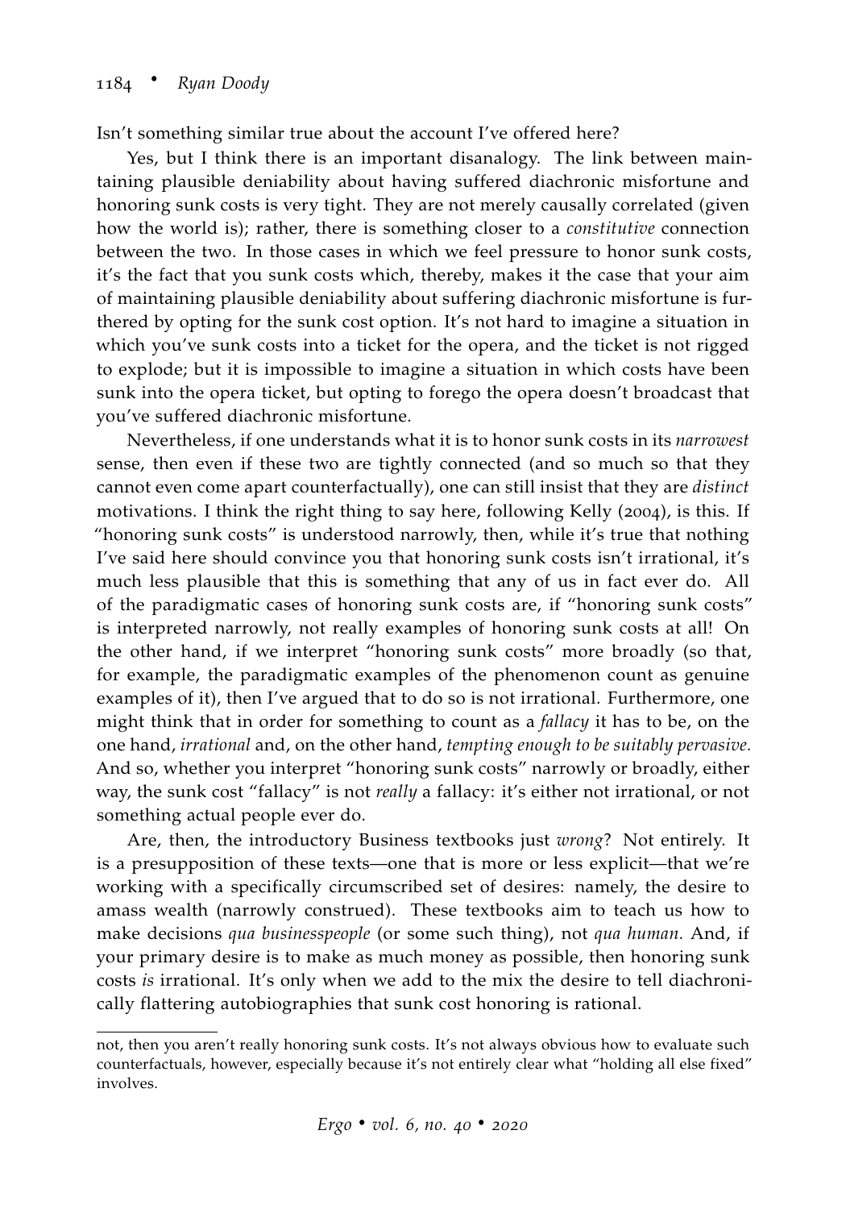Isn't something similar true about the account I've offered here?

Yes, but I think there is an important disanalogy. The link between maintaining plausible deniability about having suffered diachronic misfortune and honoring sunk costs is very tight. They are not merely causally correlated (given how the world is); rather, there is something closer to a *constitutive* connection between the two. In those cases in which we feel pressure to honor sunk costs, it's the fact that you sunk costs which, thereby, makes it the case that your aim of maintaining plausible deniability about suffering diachronic misfortune is furthered by opting for the sunk cost option. It's not hard to imagine a situation in which you've sunk costs into a ticket for the opera, and the ticket is not rigged to explode; but it is impossible to imagine a situation in which costs have been sunk into the opera ticket, but opting to forego the opera doesn't broadcast that you've suffered diachronic misfortune.

Nevertheless, if one understands what it is to honor sunk costs in its *narrowest* sense, then even if these two are tightly connected (and so much so that they cannot even come apart counterfactually), one can still insist that they are *distinct* motivations. I think the right thing to say here, following Kelly (2004), is this. If "honoring sunk costs" is understood narrowly, then, while it's true that nothing I've said here should convince you that honoring sunk costs isn't irrational, it's much less plausible that this is something that any of us in fact ever do. All of the paradigmatic cases of honoring sunk costs are, if "honoring sunk costs" is interpreted narrowly, not really examples of honoring sunk costs at all! On the other hand, if we interpret "honoring sunk costs" more broadly (so that, for example, the paradigmatic examples of the phenomenon count as genuine examples of it), then I've argued that to do so is not irrational. Furthermore, one might think that in order for something to count as a *fallacy* it has to be, on the one hand, *irrational* and, on the other hand, *tempting enough to be suitably pervasive.* And so, whether you interpret "honoring sunk costs" narrowly or broadly, either way, the sunk cost "fallacy" is not *really* a fallacy: it's either not irrational, or not something actual people ever do.

Are, then, the introductory Business textbooks just *wrong*? Not entirely. It is a presupposition of these texts—one that is more or less explicit—that we're working with a specifically circumscribed set of desires: namely, the desire to amass wealth (narrowly construed). These textbooks aim to teach us how to make decisions *qua businesspeople* (or some such thing), not *qua human.* And, if your primary desire is to make as much money as possible, then honoring sunk costs *is* irrational. It's only when we add to the mix the desire to tell diachronically flattering autobiographies that sunk cost honoring is rational.

---

not, then you aren't really honoring sunk costs. It's not always obvious how to evaluate such counterfactuals, however, especially because it's not entirely clear what "holding all else fixed" involves.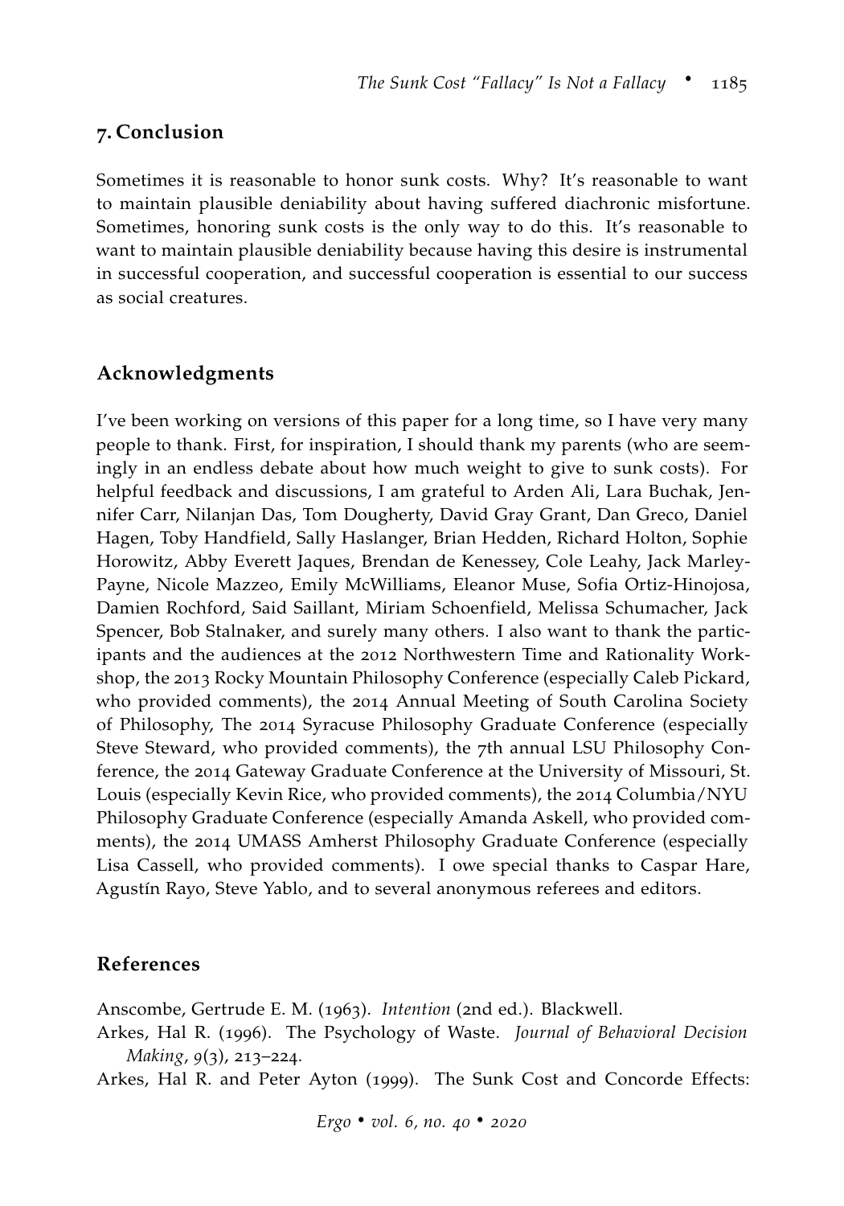## 7. Conclusion

Sometimes it is reasonable to honor sunk costs. Why? It's reasonable to want to maintain plausible deniability about having suffered diachronic misfortune. Sometimes, honoring sunk costs is the only way to do this. It's reasonable to want to maintain plausible deniability because having this desire is instrumental in successful cooperation, and successful cooperation is essential to our success as social creatures.

## Acknowledgments

I've been working on versions of this paper for a long time, so I have very many people to thank. First, for inspiration, I should thank my parents (who are seemingly in an endless debate about how much weight to give to sunk costs). For helpful feedback and discussions, I am grateful to Arden Ali, Lara Buchak, Jennifer Carr, Nilanjan Das, Tom Dougherty, David Gray Grant, Dan Greco, Daniel Hagen, Toby Handfield, Sally Haslanger, Brian Hedden, Richard Holton, Sophie Horowitz, Abby Everett Jaques, Brendan de Kenessey, Cole Leahy, Jack Marley-Payne, Nicole Mazzeo, Emily McWilliams, Eleanor Muse, Sofia Ortiz-Hinojosa, Damien Rochford, Said Saillant, Miriam Schoenfield, Melissa Schumacher, Jack Spencer, Bob Stalnaker, and surely many others. I also want to thank the participants and the audiences at the 2012 Northwestern Time and Rationality Workshop, the 2013 Rocky Mountain Philosophy Conference (especially Caleb Pickard, who provided comments), the 2014 Annual Meeting of South Carolina Society of Philosophy, The 2014 Syracuse Philosophy Graduate Conference (especially Steve Steward, who provided comments), the 7th annual LSU Philosophy Conference, the 2014 Gateway Graduate Conference at the University of Missouri, St. Louis (especially Kevin Rice, who provided comments), the 2014 Columbia/NYU Philosophy Graduate Conference (especially Amanda Askell, who provided comments), the 2014 UMASS Amherst Philosophy Graduate Conference (especially Lisa Cassell, who provided comments). I owe special thanks to Caspar Hare, Agustín Rayo, Steve Yablo, and to several anonymous referees and editors.

## References

Anscombe, Gertrude E. M. (1963). *Intention* (2nd ed.). Blackwell.

Arkes, Hal R. (1996). The Psychology of Waste. *Journal of Behavioral Decision Making*, *9*(3), 213–224.

Arkes, Hal R. and Peter Ayton (1999). The Sunk Cost and Concorde Effects: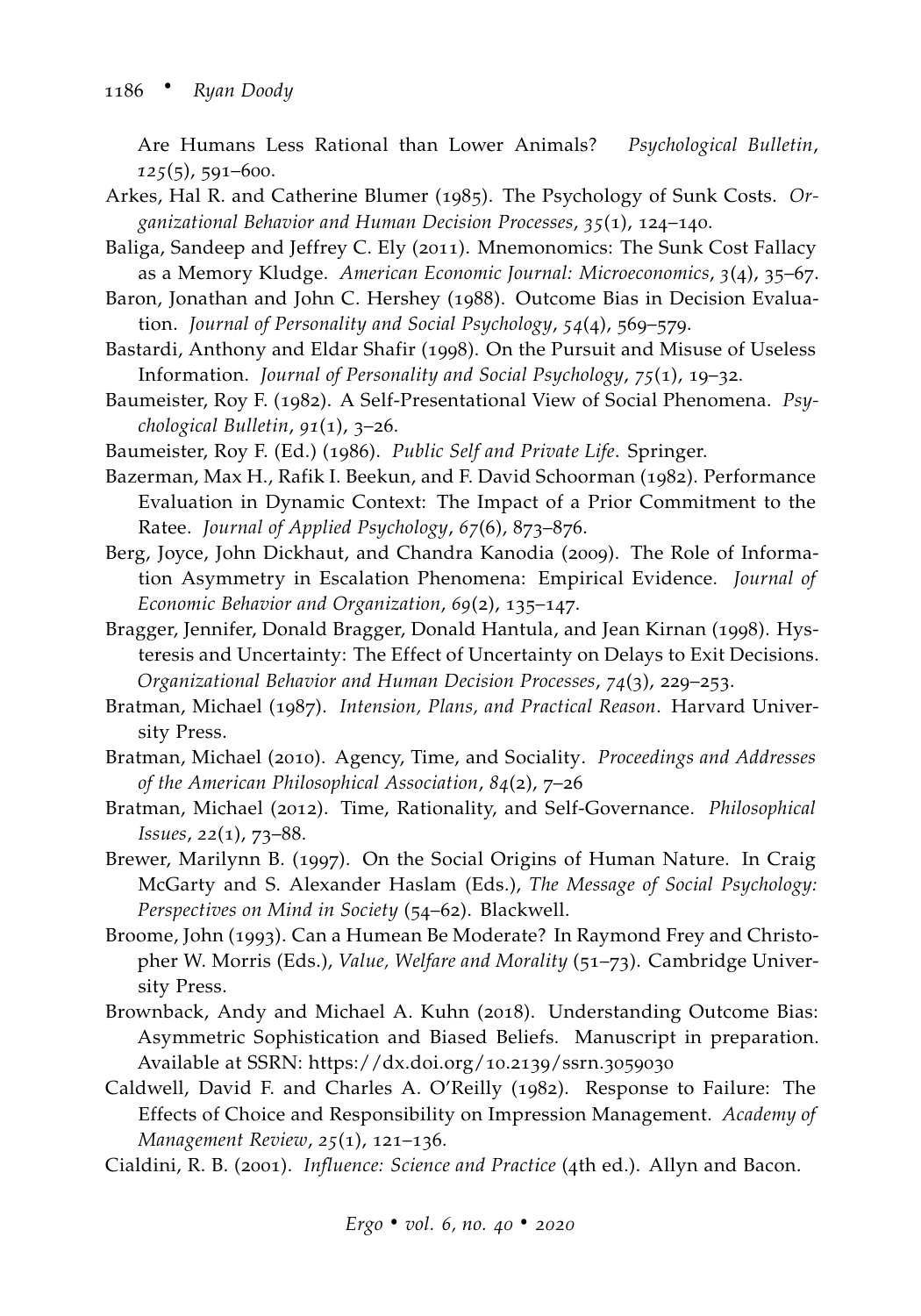Are Humans Less Rational than Lower Animals? *Psychological Bulletin*, *125*(5), 591–600.

Arkes, Hal R. and Catherine Blumer (1985). The Psychology of Sunk Costs. *Organizational Behavior and Human Decision Processes*, *35*(1), 124–140.

Baliga, Sandeep and Jeffrey C. Ely (2011). Mnemonomics: The Sunk Cost Fallacy as a Memory Kludge. *American Economic Journal: Microeconomics*, *3*(4), 35–67.

Baron, Jonathan and John C. Hershey (1988). Outcome Bias in Decision Evaluation. *Journal of Personality and Social Psychology*, *54*(4), 569–579.

Bastardi, Anthony and Eldar Shafir (1998). On the Pursuit and Misuse of Useless Information. *Journal of Personality and Social Psychology*, *75*(1), 19–32.

Baumeister, Roy F. (1982). A Self-Presentational View of Social Phenomena. *Psychological Bulletin*, *91*(1), 3–26.

Baumeister, Roy F. (Ed.) (1986). *Public Self and Private Life*. Springer.

Bazerman, Max H., Rafik I. Beekun, and F. David Schoorman (1982). Performance Evaluation in Dynamic Context: The Impact of a Prior Commitment to the Ratee. *Journal of Applied Psychology*, *67*(6), 873–876.

Berg, Joyce, John Dickhaut, and Chandra Kanodia (2009). The Role of Information Asymmetry in Escalation Phenomena: Empirical Evidence. *Journal of Economic Behavior and Organization*, *69*(2), 135–147.

Bragger, Jennifer, Donald Bragger, Donald Hantula, and Jean Kirnan (1998). Hysteresis and Uncertainty: The Effect of Uncertainty on Delays to Exit Decisions. *Organizational Behavior and Human Decision Processes*, *74*(3), 229–253.

Bratman, Michael (1987). *Intension, Plans, and Practical Reason*. Harvard University Press.

Bratman, Michael (2010). Agency, Time, and Sociality. *Proceedings and Addresses of the American Philosophical Association*, *84*(2), 7–26

Bratman, Michael (2012). Time, Rationality, and Self-Governance. *Philosophical Issues*, *22*(1), 73–88.

Brewer, Marilynn B. (1997). On the Social Origins of Human Nature. In Craig McGarty and S. Alexander Haslam (Eds.), *The Message of Social Psychology: Perspectives on Mind in Society* (54–62). Blackwell.

Broome, John (1993). Can a Humean Be Moderate? In Raymond Frey and Christopher W. Morris (Eds.), *Value, Welfare and Morality* (51–73). Cambridge University Press.

Brownback, Andy and Michael A. Kuhn (2018). Understanding Outcome Bias: Asymmetric Sophistication and Biased Beliefs. Manuscript in preparation. Available at SSRN: https://dx.doi.org/10.2139/ssrn.3059030

Caldwell, David F. and Charles A. O'Reilly (1982). Response to Failure: The Effects of Choice and Responsibility on Impression Management. *Academy of Management Review*, *25*(1), 121–136.

Cialdini, R. B. (2001). *Influence: Science and Practice* (4th ed.). Allyn and Bacon.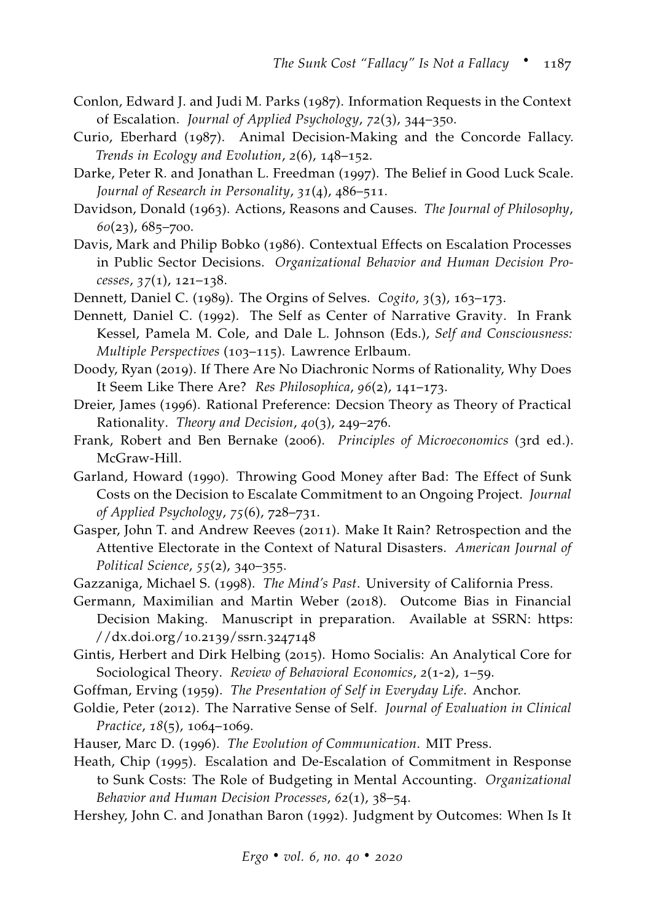Conlon, Edward J. and Judi M. Parks (1987). Information Requests in the Context of Escalation. *Journal of Applied Psychology*, *72*(3), 344–350.

Curio, Eberhard (1987). Animal Decision-Making and the Concorde Fallacy. *Trends in Ecology and Evolution*, *2*(6), 148–152.

Darke, Peter R. and Jonathan L. Freedman (1997). The Belief in Good Luck Scale. *Journal of Research in Personality*, *31*(4), 486–511.

Davidson, Donald (1963). Actions, Reasons and Causes. *The Journal of Philosophy*, *60*(23), 685–700.

Davis, Mark and Philip Bobko (1986). Contextual Effects on Escalation Processes in Public Sector Decisions. *Organizational Behavior and Human Decision Processes*, *37*(1), 121–138.

Dennett, Daniel C. (1989). The Orgins of Selves. *Cogito*, *3*(3), 163–173.

Dennett, Daniel C. (1992). The Self as Center of Narrative Gravity. In Frank Kessel, Pamela M. Cole, and Dale L. Johnson (Eds.), *Self and Consciousness: Multiple Perspectives* (103–115). Lawrence Erlbaum.

Doody, Ryan (2019). If There Are No Diachronic Norms of Rationality, Why Does It Seem Like There Are? *Res Philosophica*, *96*(2), 141–173.

Dreier, James (1996). Rational Preference: Decsion Theory as Theory of Practical Rationality. *Theory and Decision*, *40*(3), 249–276.

Frank, Robert and Ben Bernake (2006). *Principles of Microeconomics* (3rd ed.). McGraw-Hill.

Garland, Howard (1990). Throwing Good Money after Bad: The Effect of Sunk Costs on the Decision to Escalate Commitment to an Ongoing Project. *Journal of Applied Psychology*, *75*(6), 728–731.

Gasper, John T. and Andrew Reeves (2011). Make It Rain? Retrospection and the Attentive Electorate in the Context of Natural Disasters. *American Journal of Political Science*, *55*(2), 340–355.

Gazzaniga, Michael S. (1998). *The Mind's Past*. University of California Press.

Germann, Maximilian and Martin Weber (2018). Outcome Bias in Financial Decision Making. Manuscript in preparation. Available at SSRN: https://dx.doi.org/10.2139/ssrn.3247148

Gintis, Herbert and Dirk Helbing (2015). Homo Socialis: An Analytical Core for Sociological Theory. *Review of Behavioral Economics*, *2*(1-2), 1–59.

Goffman, Erving (1959). *The Presentation of Self in Everyday Life*. Anchor.

Goldie, Peter (2012). The Narrative Sense of Self. *Journal of Evaluation in Clinical Practice*, *18*(5), 1064–1069.

Hauser, Marc D. (1996). *The Evolution of Communication*. MIT Press.

Heath, Chip (1995). Escalation and De-Escalation of Commitment in Response to Sunk Costs: The Role of Budgeting in Mental Accounting. *Organizational Behavior and Human Decision Processes*, *62*(1), 38–54.

Hershey, John C. and Jonathan Baron (1992). Judgment by Outcomes: When Is It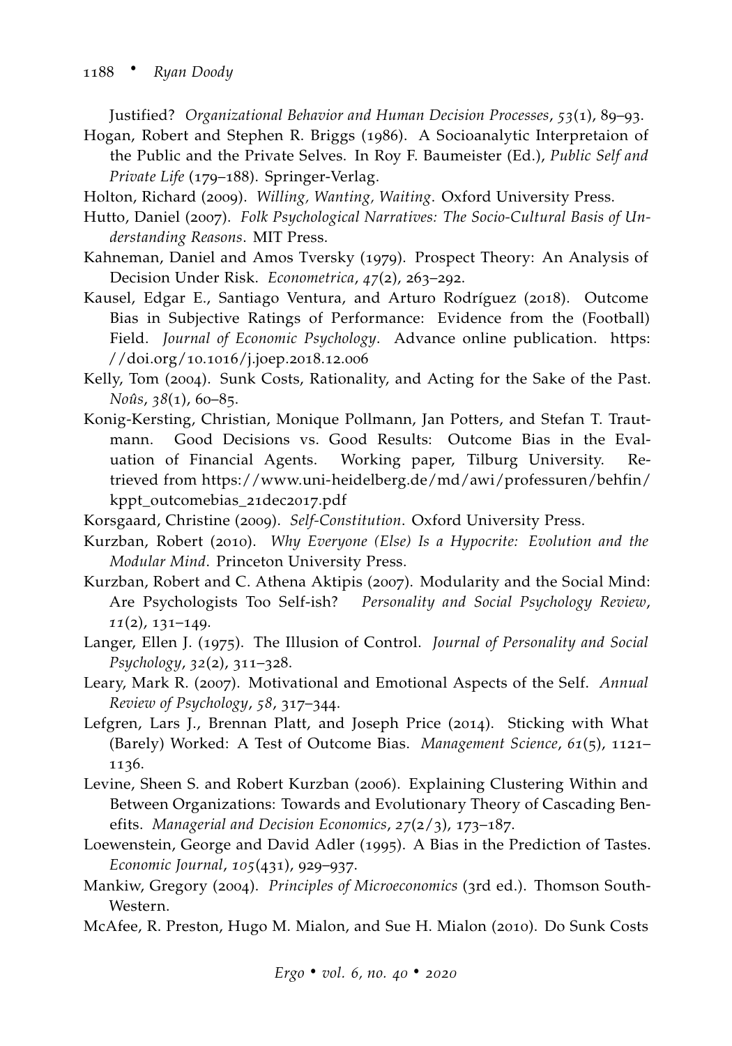Justified? *Organizational Behavior and Human Decision Processes*, *53*(1), 89–93.

Hogan, Robert and Stephen R. Briggs (1986). A Socioanalytic Interpretaion of the Public and the Private Selves. In Roy F. Baumeister (Ed.), *Public Self and Private Life* (179–188). Springer-Verlag.

Holton, Richard (2009). *Willing, Wanting, Waiting*. Oxford University Press.

Hutto, Daniel (2007). *Folk Psychological Narratives: The Socio-Cultural Basis of Understanding Reasons*. MIT Press.

Kahneman, Daniel and Amos Tversky (1979). Prospect Theory: An Analysis of Decision Under Risk. *Econometrica*, *47*(2), 263–292.

Kausel, Edgar E., Santiago Ventura, and Arturo Rodríguez (2018). Outcome Bias in Subjective Ratings of Performance: Evidence from the (Football) Field. *Journal of Economic Psychology*. Advance online publication. https://doi.org/10.1016/j.joep.2018.12.006

Kelly, Tom (2004). Sunk Costs, Rationality, and Acting for the Sake of the Past. *Noûs*, *38*(1), 60–85.

Konig-Kersting, Christian, Monique Pollmann, Jan Potters, and Stefan T. Trautmann. Good Decisions vs. Good Results: Outcome Bias in the Evaluation of Financial Agents. Working paper, Tilburg University. Retrieved from https://www.uni-heidelberg.de/md/awi/professuren/behfin/kppt_outcomebias_21dec2017.pdf

Korsgaard, Christine (2009). *Self-Constitution*. Oxford University Press.

Kurzban, Robert (2010). *Why Everyone (Else) Is a Hypocrite: Evolution and the Modular Mind*. Princeton University Press.

Kurzban, Robert and C. Athena Aktipis (2007). Modularity and the Social Mind: Are Psychologists Too Self-ish? *Personality and Social Psychology Review*, *11*(2), 131–149.

Langer, Ellen J. (1975). The Illusion of Control. *Journal of Personality and Social Psychology*, *32*(2), 311–328.

Leary, Mark R. (2007). Motivational and Emotional Aspects of the Self. *Annual Review of Psychology*, *58*, 317–344.

Lefgren, Lars J., Brennan Platt, and Joseph Price (2014). Sticking with What (Barely) Worked: A Test of Outcome Bias. *Management Science*, *61*(5), 1121–1136.

Levine, Sheen S. and Robert Kurzban (2006). Explaining Clustering Within and Between Organizations: Towards and Evolutionary Theory of Cascading Benefits. *Managerial and Decision Economics*, *27*(2/3), 173–187.

Loewenstein, George and David Adler (1995). A Bias in the Prediction of Tastes. *Economic Journal*, *105*(431), 929–937.

Mankiw, Gregory (2004). *Principles of Microeconomics* (3rd ed.). Thomson South-Western.

McAfee, R. Preston, Hugo M. Mialon, and Sue H. Mialon (2010). Do Sunk Costs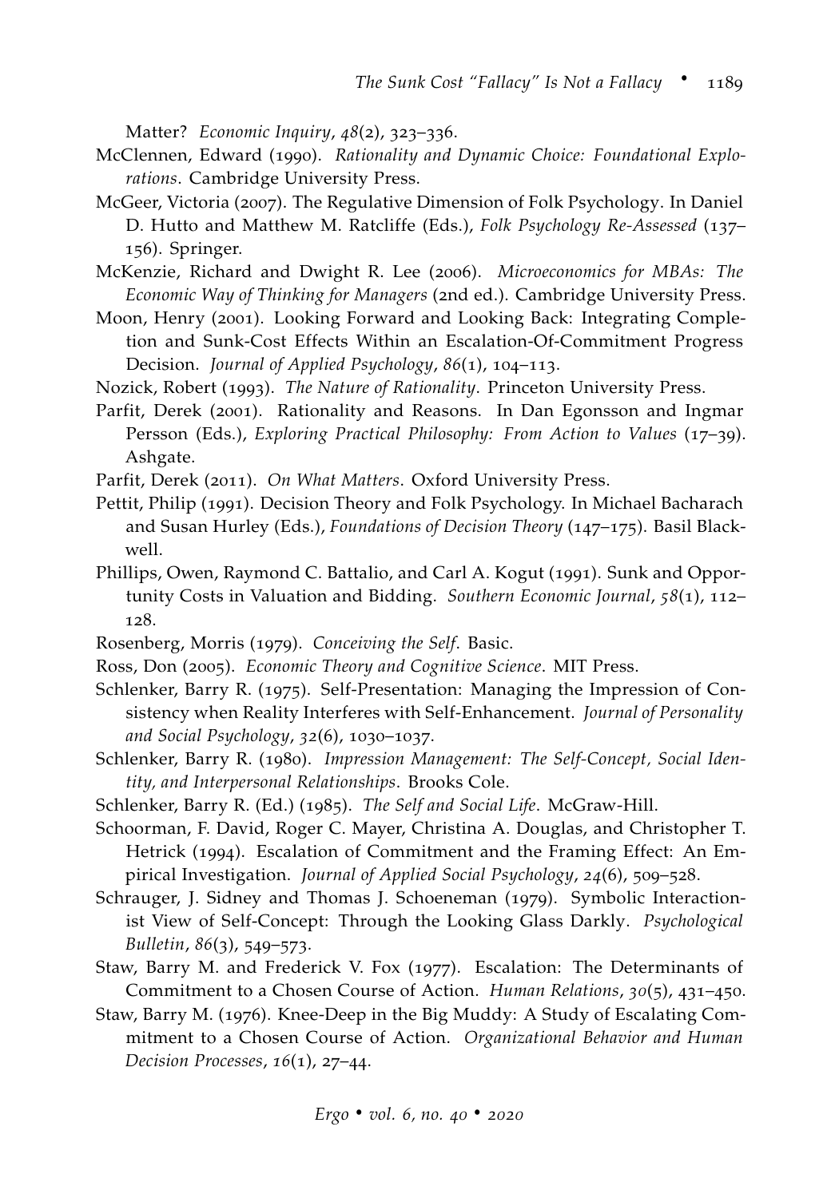Matter? *Economic Inquiry*, *48*(2), 323–336.

McClennen, Edward (1990). *Rationality and Dynamic Choice: Foundational Explorations*. Cambridge University Press.

McGeer, Victoria (2007). The Regulative Dimension of Folk Psychology. In Daniel D. Hutto and Matthew M. Ratcliffe (Eds.), *Folk Psychology Re-Assessed* (137–156). Springer.

McKenzie, Richard and Dwight R. Lee (2006). *Microeconomics for MBAs: The Economic Way of Thinking for Managers* (2nd ed.). Cambridge University Press.

Moon, Henry (2001). Looking Forward and Looking Back: Integrating Completion and Sunk-Cost Effects Within an Escalation-Of-Commitment Progress Decision. *Journal of Applied Psychology*, *86*(1), 104–113.

Nozick, Robert (1993). *The Nature of Rationality*. Princeton University Press.

Parfit, Derek (2001). Rationality and Reasons. In Dan Egonsson and Ingmar Persson (Eds.), *Exploring Practical Philosophy: From Action to Values* (17–39). Ashgate.

Parfit, Derek (2011). *On What Matters*. Oxford University Press.

Pettit, Philip (1991). Decision Theory and Folk Psychology. In Michael Bacharach and Susan Hurley (Eds.), *Foundations of Decision Theory* (147–175). Basil Blackwell.

Phillips, Owen, Raymond C. Battalio, and Carl A. Kogut (1991). Sunk and Opportunity Costs in Valuation and Bidding. *Southern Economic Journal*, *58*(1), 112–128.

Rosenberg, Morris (1979). *Conceiving the Self*. Basic.

Ross, Don (2005). *Economic Theory and Cognitive Science*. MIT Press.

Schlenker, Barry R. (1975). Self-Presentation: Managing the Impression of Consistency when Reality Interferes with Self-Enhancement. *Journal of Personality and Social Psychology*, *32*(6), 1030–1037.

Schlenker, Barry R. (1980). *Impression Management: The Self-Concept, Social Identity, and Interpersonal Relationships*. Brooks Cole.

Schlenker, Barry R. (Ed.) (1985). *The Self and Social Life*. McGraw-Hill.

Schoorman, F. David, Roger C. Mayer, Christina A. Douglas, and Christopher T. Hetrick (1994). Escalation of Commitment and the Framing Effect: An Empirical Investigation. *Journal of Applied Social Psychology*, *24*(6), 509–528.

Schrauger, J. Sidney and Thomas J. Schoeneman (1979). Symbolic Interactionist View of Self-Concept: Through the Looking Glass Darkly. *Psychological Bulletin*, *86*(3), 549–573.

Staw, Barry M. and Frederick V. Fox (1977). Escalation: The Determinants of Commitment to a Chosen Course of Action. *Human Relations*, *30*(5), 431–450.

Staw, Barry M. (1976). Knee-Deep in the Big Muddy: A Study of Escalating Commitment to a Chosen Course of Action. *Organizational Behavior and Human Decision Processes*, *16*(1), 27–44.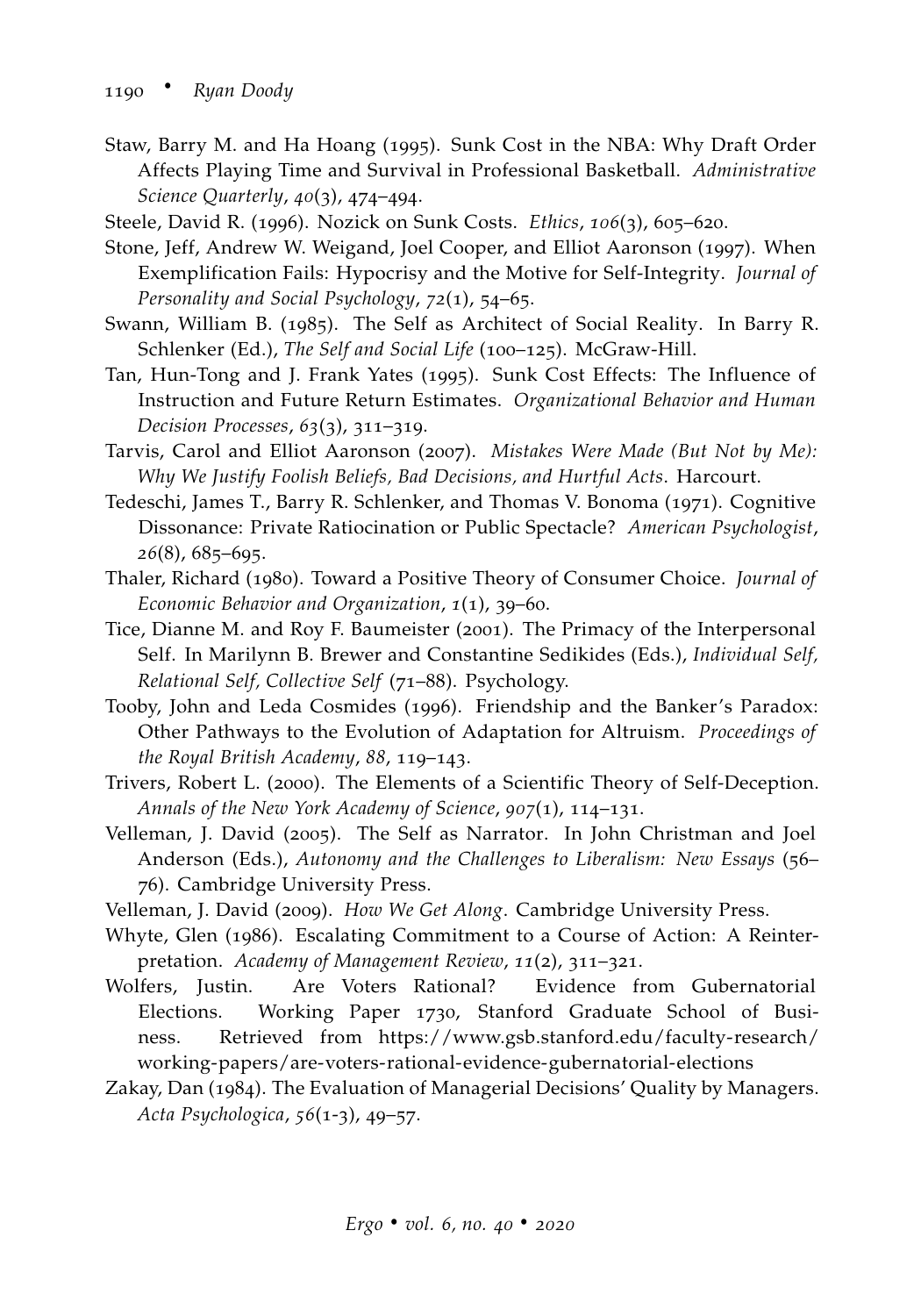Staw, Barry M. and Ha Hoang (1995). Sunk Cost in the NBA: Why Draft Order Affects Playing Time and Survival in Professional Basketball. *Administrative Science Quarterly*, *40*(3), 474–494.

Steele, David R. (1996). Nozick on Sunk Costs. *Ethics*, *106*(3), 605–620.

Stone, Jeff, Andrew W. Weigand, Joel Cooper, and Elliot Aaronson (1997). When Exemplification Fails: Hypocrisy and the Motive for Self-Integrity. *Journal of Personality and Social Psychology*, *72*(1), 54–65.

Swann, William B. (1985). The Self as Architect of Social Reality. In Barry R. Schlenker (Ed.), *The Self and Social Life* (100–125). McGraw-Hill.

Tan, Hun-Tong and J. Frank Yates (1995). Sunk Cost Effects: The Influence of Instruction and Future Return Estimates. *Organizational Behavior and Human Decision Processes*, *63*(3), 311–319.

Tarvis, Carol and Elliot Aaronson (2007). *Mistakes Were Made (But Not by Me): Why We Justify Foolish Beliefs, Bad Decisions, and Hurtful Acts*. Harcourt.

Tedeschi, James T., Barry R. Schlenker, and Thomas V. Bonoma (1971). Cognitive Dissonance: Private Ratiocination or Public Spectacle? *American Psychologist*, *26*(8), 685–695.

Thaler, Richard (1980). Toward a Positive Theory of Consumer Choice. *Journal of Economic Behavior and Organization*, *1*(1), 39–60.

Tice, Dianne M. and Roy F. Baumeister (2001). The Primacy of the Interpersonal Self. In Marilynn B. Brewer and Constantine Sedikides (Eds.), *Individual Self, Relational Self, Collective Self* (71–88). Psychology.

Tooby, John and Leda Cosmides (1996). Friendship and the Banker's Paradox: Other Pathways to the Evolution of Adaptation for Altruism. *Proceedings of the Royal British Academy*, *88*, 119–143.

Trivers, Robert L. (2000). The Elements of a Scientific Theory of Self-Deception. *Annals of the New York Academy of Science*, *907*(1), 114–131.

Velleman, J. David (2005). The Self as Narrator. In John Christman and Joel Anderson (Eds.), *Autonomy and the Challenges to Liberalism: New Essays* (56–76). Cambridge University Press.

Velleman, J. David (2009). *How We Get Along*. Cambridge University Press.

Whyte, Glen (1986). Escalating Commitment to a Course of Action: A Reinterpretation. *Academy of Management Review*, *11*(2), 311–321.

Wolfers, Justin. Are Voters Rational? Evidence from Gubernatorial Elections. Working Paper 1730, Stanford Graduate School of Business. Retrieved from https://www.gsb.stanford.edu/faculty-research/working-papers/are-voters-rational-evidence-gubernatorial-elections

Zakay, Dan (1984). The Evaluation of Managerial Decisions' Quality by Managers. *Acta Psychologica*, *56*(1-3), 49–57.